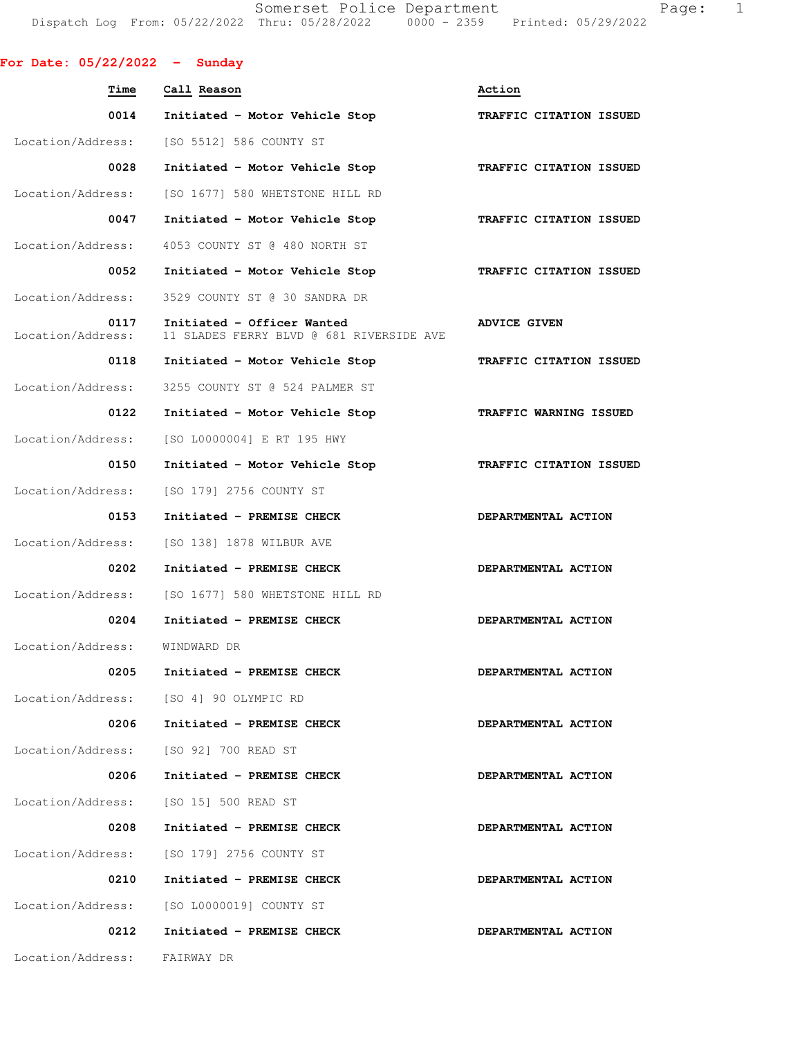## For Date: 05/22/2022 - Sunday

| Time | Call Reason | Action |
|---|---|---|
| 0014 | Initiated - Motor Vehicle Stop | TRAFFIC CITATION ISSUED |
| Location/Address: | [SO 5512] 586 COUNTY ST | |
| 0028 | Initiated - Motor Vehicle Stop | TRAFFIC CITATION ISSUED |
| Location/Address: | [SO 1677] 580 WHETSTONE HILL RD | |
| 0047 | Initiated - Motor Vehicle Stop | TRAFFIC CITATION ISSUED |
| Location/Address: | 4053 COUNTY ST @ 480 NORTH ST | |
| 0052 | Initiated - Motor Vehicle Stop | TRAFFIC CITATION ISSUED |
| Location/Address: | 3529 COUNTY ST @ 30 SANDRA DR | |
| 0117 | Initiated - Officer Wanted | ADVICE GIVEN |
| Location/Address: | 11 SLADES FERRY BLVD @ 681 RIVERSIDE AVE | |
| 0118 | Initiated - Motor Vehicle Stop | TRAFFIC CITATION ISSUED |
| Location/Address: | 3255 COUNTY ST @ 524 PALMER ST | |
| 0122 | Initiated - Motor Vehicle Stop | TRAFFIC WARNING ISSUED |
| Location/Address: | [SO L0000004] E RT 195 HWY | |
| 0150 | Initiated - Motor Vehicle Stop | TRAFFIC CITATION ISSUED |
| Location/Address: | [SO 179] 2756 COUNTY ST | |
| 0153 | Initiated - PREMISE CHECK | DEPARTMENTAL ACTION |
| Location/Address: | [SO 138] 1878 WILBUR AVE | |
| 0202 | Initiated - PREMISE CHECK | DEPARTMENTAL ACTION |
| Location/Address: | [SO 1677] 580 WHETSTONE HILL RD | |
| 0204 | Initiated - PREMISE CHECK | DEPARTMENTAL ACTION |
| Location/Address: | WINDWARD DR | |
| 0205 | Initiated - PREMISE CHECK | DEPARTMENTAL ACTION |
| Location/Address: | [SO 4] 90 OLYMPIC RD | |
| 0206 | Initiated - PREMISE CHECK | DEPARTMENTAL ACTION |
| Location/Address: | [SO 92] 700 READ ST | |
| 0206 | Initiated - PREMISE CHECK | DEPARTMENTAL ACTION |
| Location/Address: | [SO 15] 500 READ ST | |
| 0208 | Initiated - PREMISE CHECK | DEPARTMENTAL ACTION |
| Location/Address: | [SO 179] 2756 COUNTY ST | |
| 0210 | Initiated - PREMISE CHECK | DEPARTMENTAL ACTION |
| Location/Address: | [SO L0000019] COUNTY ST | |
| 0212 | Initiated - PREMISE CHECK | DEPARTMENTAL ACTION |
| Location/Address: | FAIRWAY DR | |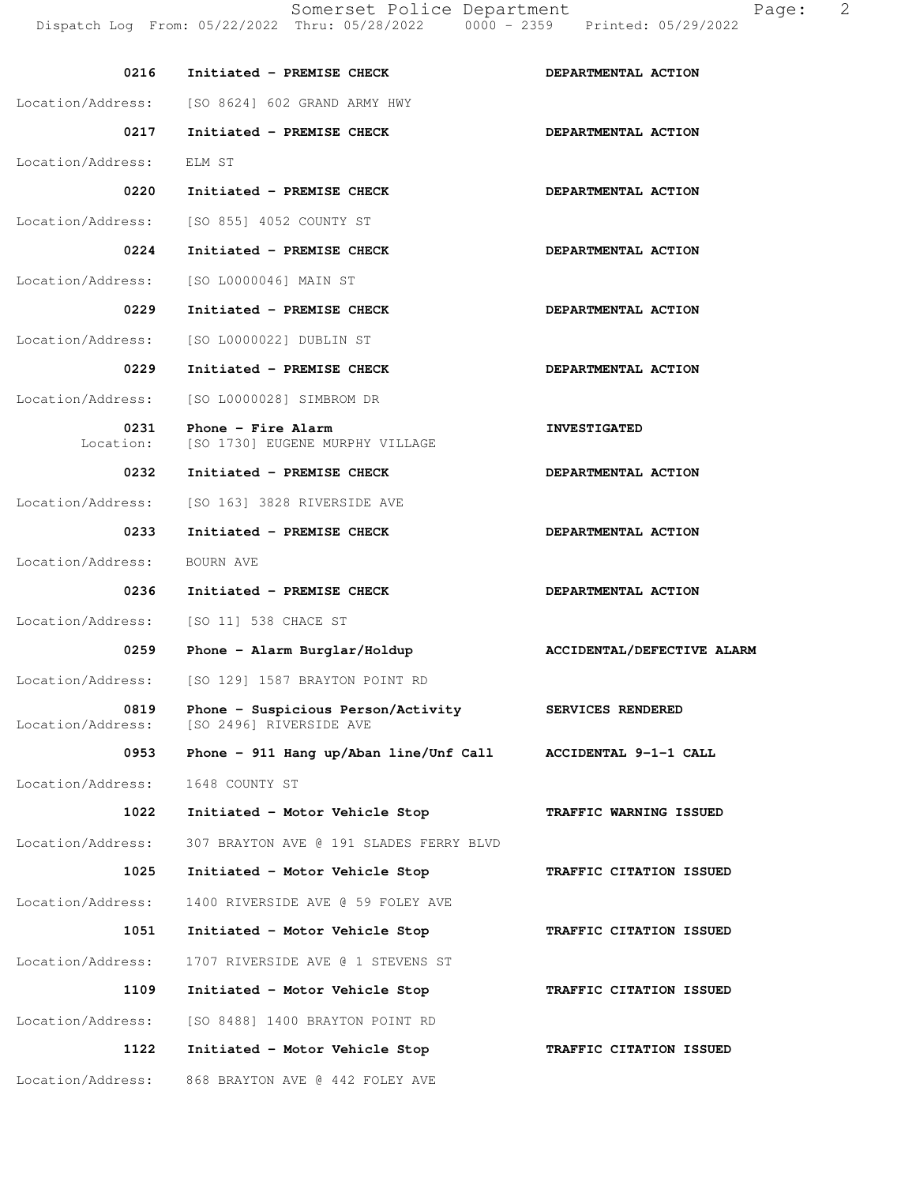| Time | Call | Disposition |
|---|---|---|
| 0216 | Initiated - PREMISE CHECK | DEPARTMENTAL ACTION |
| Location/Address: | [SO 8624] 602 GRAND ARMY HWY | |
| 0217 | Initiated - PREMISE CHECK | DEPARTMENTAL ACTION |
| Location/Address: | ELM ST | |
| 0220 | Initiated - PREMISE CHECK | DEPARTMENTAL ACTION |
| Location/Address: | [SO 855] 4052 COUNTY ST | |
| 0224 | Initiated - PREMISE CHECK | DEPARTMENTAL ACTION |
| Location/Address: | [SO L0000046] MAIN ST | |
| 0229 | Initiated - PREMISE CHECK | DEPARTMENTAL ACTION |
| Location/Address: | [SO L0000022] DUBLIN ST | |
| 0229 | Initiated - PREMISE CHECK | DEPARTMENTAL ACTION |
| Location/Address: | [SO L0000028] SIMBROM DR | |
| 0231 | Phone - Fire Alarm | INVESTIGATED |
| Location: | [SO 1730] EUGENE MURPHY VILLAGE | |
| 0232 | Initiated - PREMISE CHECK | DEPARTMENTAL ACTION |
| Location/Address: | [SO 163] 3828 RIVERSIDE AVE | |
| 0233 | Initiated - PREMISE CHECK | DEPARTMENTAL ACTION |
| Location/Address: | BOURN AVE | |
| 0236 | Initiated - PREMISE CHECK | DEPARTMENTAL ACTION |
| Location/Address: | [SO 11] 538 CHACE ST | |
| 0259 | Phone - Alarm Burglar/Holdup | ACCIDENTAL/DEFECTIVE ALARM |
| Location/Address: | [SO 129] 1587 BRAYTON POINT RD | |
| 0819 | Phone - Suspicious Person/Activity | SERVICES RENDERED |
| Location/Address: | [SO 2496] RIVERSIDE AVE | |
| 0953 | Phone - 911 Hang up/Aban line/Unf Call | ACCIDENTAL 9-1-1 CALL |
| Location/Address: | 1648 COUNTY ST | |
| 1022 | Initiated - Motor Vehicle Stop | TRAFFIC WARNING ISSUED |
| Location/Address: | 307 BRAYTON AVE @ 191 SLADES FERRY BLVD | |
| 1025 | Initiated - Motor Vehicle Stop | TRAFFIC CITATION ISSUED |
| Location/Address: | 1400 RIVERSIDE AVE @ 59 FOLEY AVE | |
| 1051 | Initiated - Motor Vehicle Stop | TRAFFIC CITATION ISSUED |
| Location/Address: | 1707 RIVERSIDE AVE @ 1 STEVENS ST | |
| 1109 | Initiated - Motor Vehicle Stop | TRAFFIC CITATION ISSUED |
| Location/Address: | [SO 8488] 1400 BRAYTON POINT RD | |
| 1122 | Initiated - Motor Vehicle Stop | TRAFFIC CITATION ISSUED |
| Location/Address: | 868 BRAYTON AVE @ 442 FOLEY AVE | |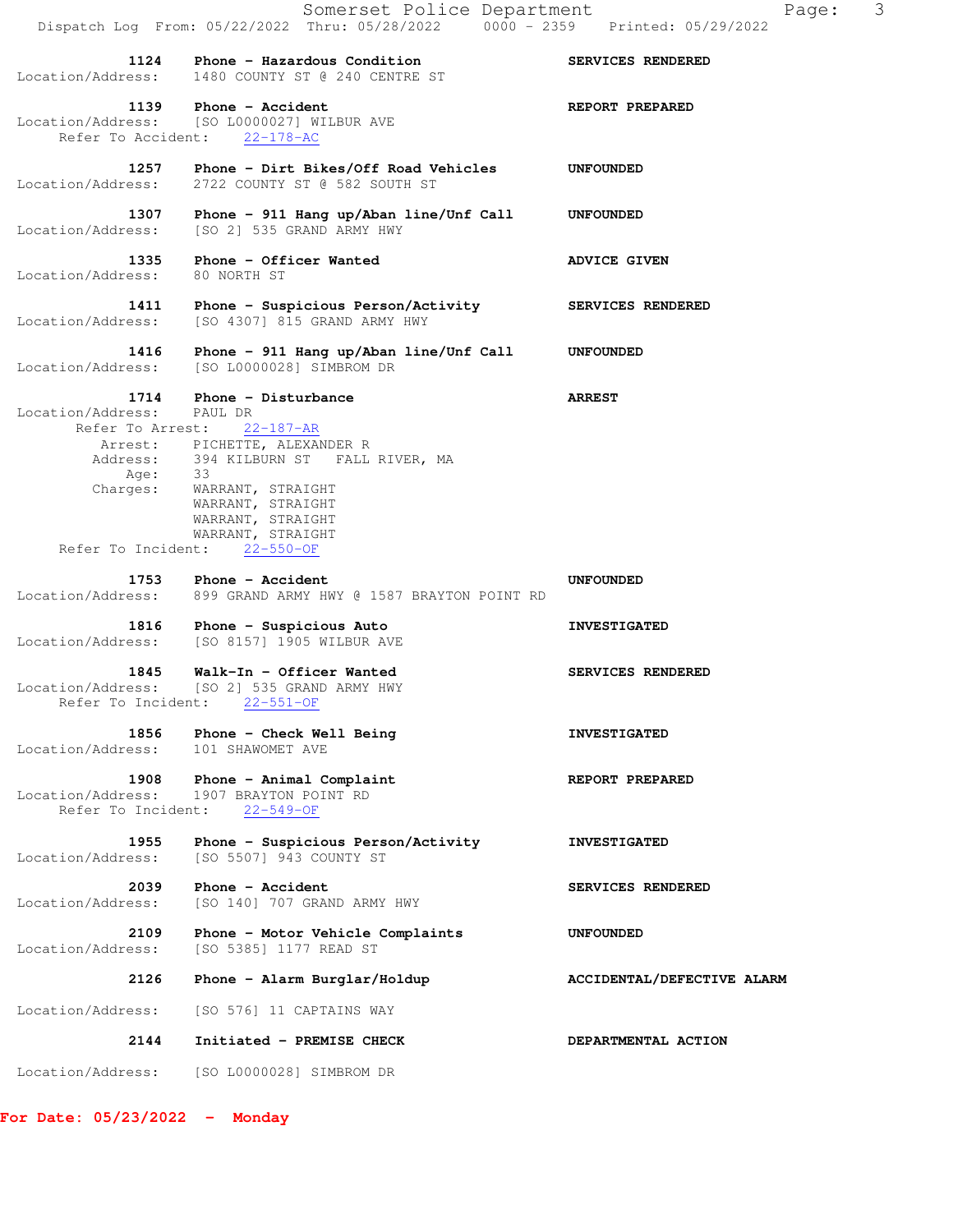**1124** **Phone - Hazardous Condition** **SERVICES RENDERED**
Location/Address: 1480 COUNTY ST @ 240 CENTRE ST

**1139** **Phone - Accident** **REPORT PREPARED**
Location/Address: [SO L0000027] WILBUR AVE
Refer To Accident: 22-178-AC

**1257** **Phone - Dirt Bikes/Off Road Vehicles** **UNFOUNDED**
Location/Address: 2722 COUNTY ST @ 582 SOUTH ST

**1307** **Phone - 911 Hang up/Aban line/Unf Call** **UNFOUNDED**
Location/Address: [SO 2] 535 GRAND ARMY HWY

**1335** **Phone - Officer Wanted** **ADVICE GIVEN**
Location/Address: 80 NORTH ST

**1411** **Phone - Suspicious Person/Activity** **SERVICES RENDERED**
Location/Address: [SO 4307] 815 GRAND ARMY HWY

**1416** **Phone - 911 Hang up/Aban line/Unf Call** **UNFOUNDED**
Location/Address: [SO L0000028] SIMBROM DR

**1714** **Phone - Disturbance** **ARREST**
Location/Address: PAUL DR
Refer To Arrest: 22-187-AR
Arrest: PICHETTE, ALEXANDER R
Address: 394 KILBURN ST FALL RIVER, MA
Age: 33
Charges: WARRANT, STRAIGHT
WARRANT, STRAIGHT
WARRANT, STRAIGHT
WARRANT, STRAIGHT
Refer To Incident: 22-550-OF

**1753** **Phone - Accident** **UNFOUNDED**
Location/Address: 899 GRAND ARMY HWY @ 1587 BRAYTON POINT RD

**1816** **Phone - Suspicious Auto** **INVESTIGATED**
Location/Address: [SO 8157] 1905 WILBUR AVE

**1845** **Walk-In - Officer Wanted** **SERVICES RENDERED**
Location/Address: [SO 2] 535 GRAND ARMY HWY
Refer To Incident: 22-551-OF

**1856** **Phone - Check Well Being** **INVESTIGATED**
Location/Address: 101 SHAWOMET AVE

**1908** **Phone - Animal Complaint** **REPORT PREPARED**
Location/Address: 1907 BRAYTON POINT RD
Refer To Incident: 22-549-OF

**1955** **Phone - Suspicious Person/Activity** **INVESTIGATED**
Location/Address: [SO 5507] 943 COUNTY ST

**2039** **Phone - Accident** **SERVICES RENDERED**
Location/Address: [SO 140] 707 GRAND ARMY HWY

**2109** **Phone - Motor Vehicle Complaints** **UNFOUNDED**
Location/Address: [SO 5385] 1177 READ ST

**2126** **Phone - Alarm Burglar/Holdup** **ACCIDENTAL/DEFECTIVE ALARM**
Location/Address: [SO 576] 11 CAPTAINS WAY

**2144** **Initiated - PREMISE CHECK** **DEPARTMENTAL ACTION**
Location/Address: [SO L0000028] SIMBROM DR

**For Date: 05/23/2022 - Monday**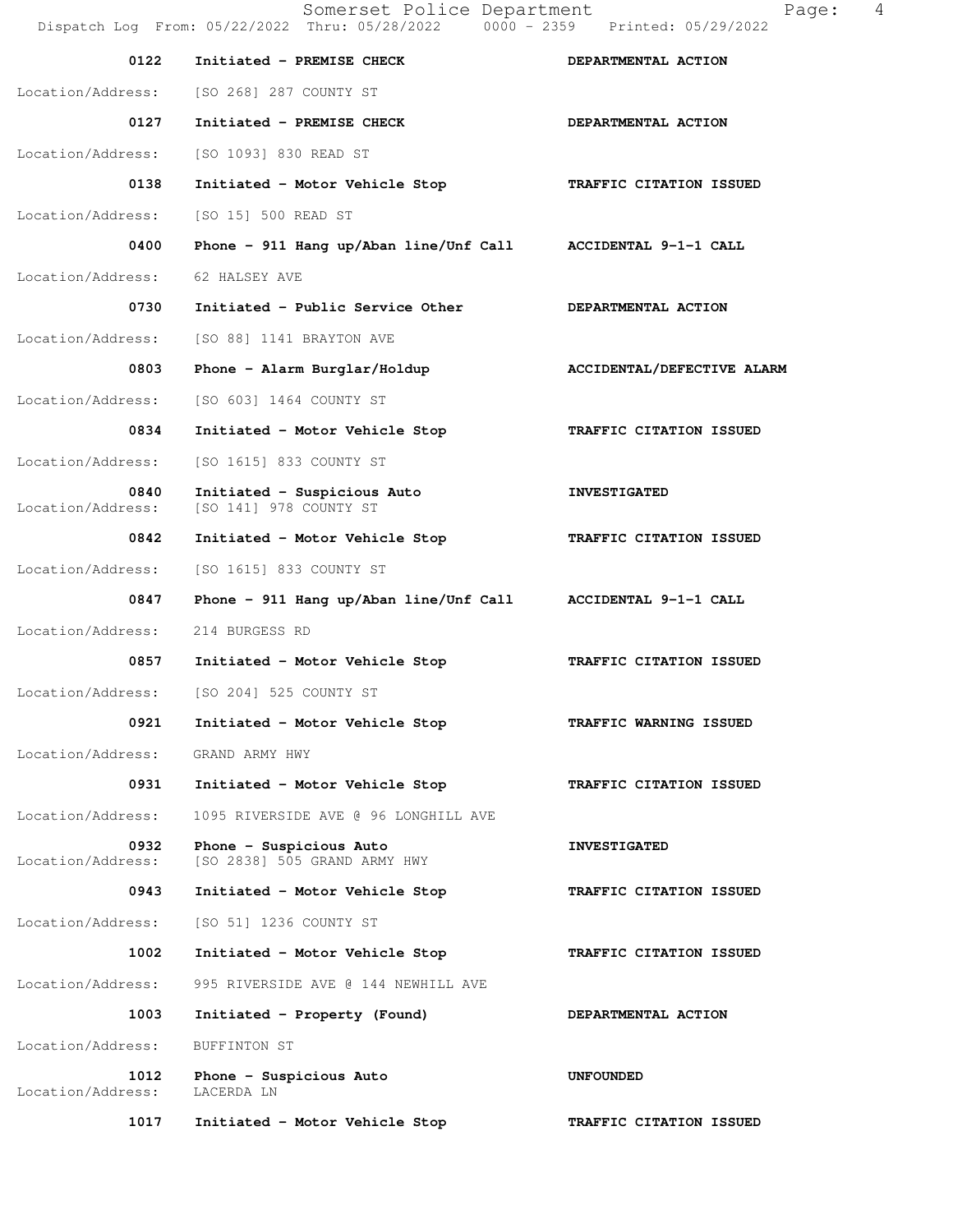| Time | Call | Disposition |
| --- | --- | --- |
| 0122 | **Initiated - PREMISE CHECK** | **DEPARTMENTAL ACTION** |
| Location/Address: | [SO 268] 287 COUNTY ST | |
| 0127 | **Initiated - PREMISE CHECK** | **DEPARTMENTAL ACTION** |
| Location/Address: | [SO 1093] 830 READ ST | |
| 0138 | **Initiated - Motor Vehicle Stop** | **TRAFFIC CITATION ISSUED** |
| Location/Address: | [SO 15] 500 READ ST | |
| 0400 | **Phone - 911 Hang up/Aban line/Unf Call** | **ACCIDENTAL 9-1-1 CALL** |
| Location/Address: | 62 HALSEY AVE | |
| 0730 | **Initiated - Public Service Other** | **DEPARTMENTAL ACTION** |
| Location/Address: | [SO 88] 1141 BRAYTON AVE | |
| 0803 | **Phone - Alarm Burglar/Holdup** | **ACCIDENTAL/DEFECTIVE ALARM** |
| Location/Address: | [SO 603] 1464 COUNTY ST | |
| 0834 | **Initiated - Motor Vehicle Stop** | **TRAFFIC CITATION ISSUED** |
| Location/Address: | [SO 1615] 833 COUNTY ST | |
| 0840 | **Initiated - Suspicious Auto** | **INVESTIGATED** |
| Location/Address: | [SO 141] 978 COUNTY ST | |
| 0842 | **Initiated - Motor Vehicle Stop** | **TRAFFIC CITATION ISSUED** |
| Location/Address: | [SO 1615] 833 COUNTY ST | |
| 0847 | **Phone - 911 Hang up/Aban line/Unf Call** | **ACCIDENTAL 9-1-1 CALL** |
| Location/Address: | 214 BURGESS RD | |
| 0857 | **Initiated - Motor Vehicle Stop** | **TRAFFIC CITATION ISSUED** |
| Location/Address: | [SO 204] 525 COUNTY ST | |
| 0921 | **Initiated - Motor Vehicle Stop** | **TRAFFIC WARNING ISSUED** |
| Location/Address: | GRAND ARMY HWY | |
| 0931 | **Initiated - Motor Vehicle Stop** | **TRAFFIC CITATION ISSUED** |
| Location/Address: | 1095 RIVERSIDE AVE @ 96 LONGHILL AVE | |
| 0932 | **Phone - Suspicious Auto** | **INVESTIGATED** |
| Location/Address: | [SO 2838] 505 GRAND ARMY HWY | |
| 0943 | **Initiated - Motor Vehicle Stop** | **TRAFFIC CITATION ISSUED** |
| Location/Address: | [SO 51] 1236 COUNTY ST | |
| 1002 | **Initiated - Motor Vehicle Stop** | **TRAFFIC CITATION ISSUED** |
| Location/Address: | 995 RIVERSIDE AVE @ 144 NEWHILL AVE | |
| 1003 | **Initiated - Property (Found)** | **DEPARTMENTAL ACTION** |
| Location/Address: | BUFFINTON ST | |
| 1012 | **Phone - Suspicious Auto** | **UNFOUNDED** |
| Location/Address: | LACERDA LN | |
| 1017 | **Initiated - Motor Vehicle Stop** | **TRAFFIC CITATION ISSUED** |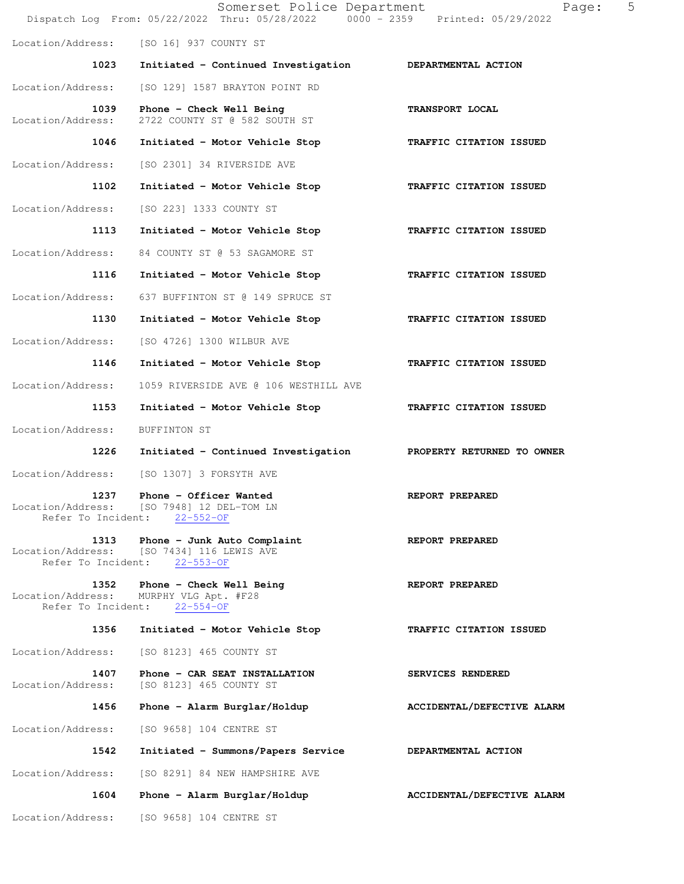Location/Address: [SO 16] 937 COUNTY ST

**1023 Initiated - Continued Investigation** — **DEPARTMENTAL ACTION**

Location/Address: [SO 129] 1587 BRAYTON POINT RD

**1039 Phone - Check Well Being** — **TRANSPORT LOCAL**
Location/Address: 2722 COUNTY ST @ 582 SOUTH ST

**1046 Initiated - Motor Vehicle Stop** — **TRAFFIC CITATION ISSUED**

Location/Address: [SO 2301] 34 RIVERSIDE AVE

**1102 Initiated - Motor Vehicle Stop** — **TRAFFIC CITATION ISSUED**

Location/Address: [SO 223] 1333 COUNTY ST

**1113 Initiated - Motor Vehicle Stop** — **TRAFFIC CITATION ISSUED**

Location/Address: 84 COUNTY ST @ 53 SAGAMORE ST

**1116 Initiated - Motor Vehicle Stop** — **TRAFFIC CITATION ISSUED**

Location/Address: 637 BUFFINTON ST @ 149 SPRUCE ST

**1130 Initiated - Motor Vehicle Stop** — **TRAFFIC CITATION ISSUED**

Location/Address: [SO 4726] 1300 WILBUR AVE

**1146 Initiated - Motor Vehicle Stop** — **TRAFFIC CITATION ISSUED**

Location/Address: 1059 RIVERSIDE AVE @ 106 WESTHILL AVE

**1153 Initiated - Motor Vehicle Stop** — **TRAFFIC CITATION ISSUED**

Location/Address: BUFFINTON ST

**1226 Initiated - Continued Investigation** — **PROPERTY RETURNED TO OWNER**

Location/Address: [SO 1307] 3 FORSYTH AVE

**1237 Phone - Officer Wanted** — **REPORT PREPARED**
Location/Address: [SO 7948] 12 DEL-TOM LN
Refer To Incident: 22-552-OF

**1313 Phone - Junk Auto Complaint** — **REPORT PREPARED**
Location/Address: [SO 7434] 116 LEWIS AVE
Refer To Incident: 22-553-OF

**1352 Phone - Check Well Being** — **REPORT PREPARED**
Location/Address: MURPHY VLG Apt. #F28
Refer To Incident: 22-554-OF

**1356 Initiated - Motor Vehicle Stop** — **TRAFFIC CITATION ISSUED**

Location/Address: [SO 8123] 465 COUNTY ST

**1407 Phone - CAR SEAT INSTALLATION** — **SERVICES RENDERED**
Location/Address: [SO 8123] 465 COUNTY ST

**1456 Phone - Alarm Burglar/Holdup** — **ACCIDENTAL/DEFECTIVE ALARM**

Location/Address: [SO 9658] 104 CENTRE ST

**1542 Initiated - Summons/Papers Service** — **DEPARTMENTAL ACTION**

Location/Address: [SO 8291] 84 NEW HAMPSHIRE AVE

**1604 Phone - Alarm Burglar/Holdup** — **ACCIDENTAL/DEFECTIVE ALARM**

Location/Address: [SO 9658] 104 CENTRE ST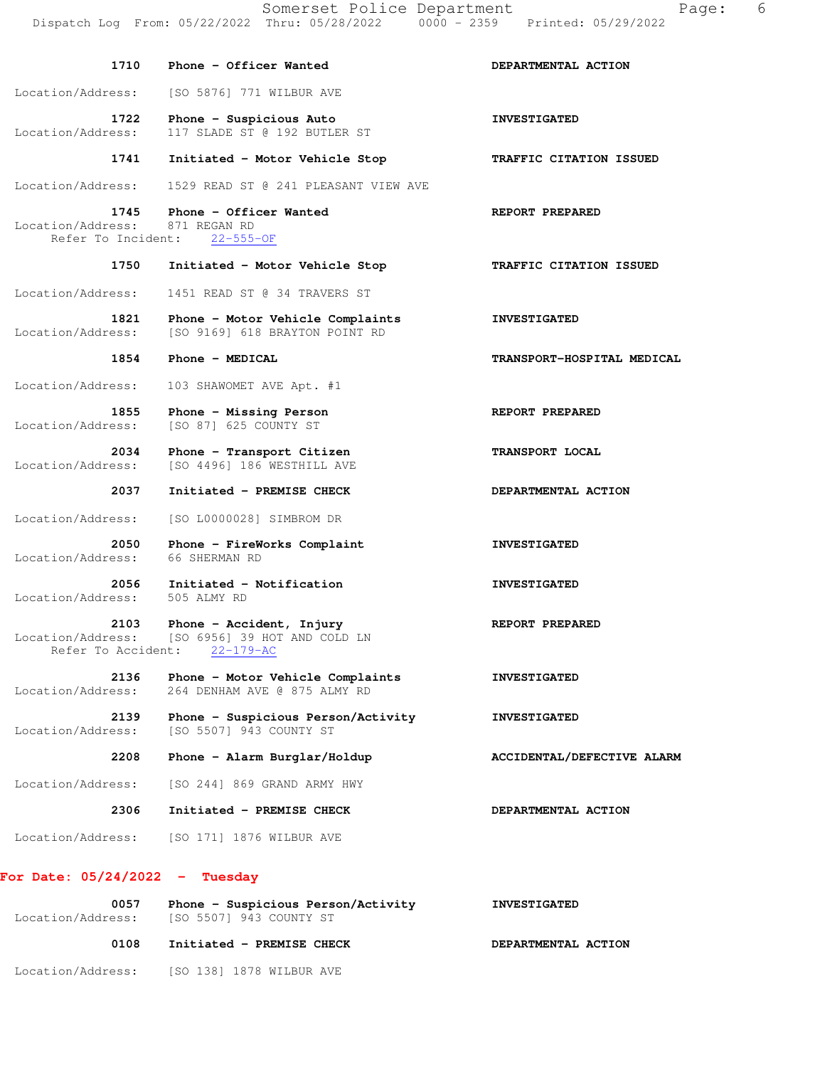| Time | Call | Action |
|---|---|---|
| 1710 | Phone - Officer Wanted | DEPARTMENTAL ACTION |

Location/Address: [SO 5876] 771 WILBUR AVE

| Time | Call | Action |
|---|---|---|
| 1722 | Phone - Suspicious Auto | INVESTIGATED |

Location/Address: 117 SLADE ST @ 192 BUTLER ST

| Time | Call | Action |
|---|---|---|
| 1741 | Initiated - Motor Vehicle Stop | TRAFFIC CITATION ISSUED |

Location/Address: 1529 READ ST @ 241 PLEASANT VIEW AVE

| Time | Call | Action |
|---|---|---|
| 1745 | Phone - Officer Wanted | REPORT PREPARED |

Location/Address: 871 REGAN RD
Refer To Incident: 22-555-OF

| Time | Call | Action |
|---|---|---|
| 1750 | Initiated - Motor Vehicle Stop | TRAFFIC CITATION ISSUED |

Location/Address: 1451 READ ST @ 34 TRAVERS ST

| Time | Call | Action |
|---|---|---|
| 1821 | Phone - Motor Vehicle Complaints | INVESTIGATED |

Location/Address: [SO 9169] 618 BRAYTON POINT RD

| Time | Call | Action |
|---|---|---|
| 1854 | Phone - MEDICAL | TRANSPORT-HOSPITAL MEDICAL |

Location/Address: 103 SHAWOMET AVE Apt. #1

| Time | Call | Action |
|---|---|---|
| 1855 | Phone - Missing Person | REPORT PREPARED |

Location/Address: [SO 87] 625 COUNTY ST

| Time | Call | Action |
|---|---|---|
| 2034 | Phone - Transport Citizen | TRANSPORT LOCAL |

Location/Address: [SO 4496] 186 WESTHILL AVE

| Time | Call | Action |
|---|---|---|
| 2037 | Initiated - PREMISE CHECK | DEPARTMENTAL ACTION |

Location/Address: [SO L0000028] SIMBROM DR

| Time | Call | Action |
|---|---|---|
| 2050 | Phone - FireWorks Complaint | INVESTIGATED |

Location/Address: 66 SHERMAN RD

| Time | Call | Action |
|---|---|---|
| 2056 | Initiated - Notification | INVESTIGATED |

Location/Address: 505 ALMY RD

| Time | Call | Action |
|---|---|---|
| 2103 | Phone - Accident, Injury | REPORT PREPARED |

Location/Address: [SO 6956] 39 HOT AND COLD LN
Refer To Accident: 22-179-AC

| Time | Call | Action |
|---|---|---|
| 2136 | Phone - Motor Vehicle Complaints | INVESTIGATED |

Location/Address: 264 DENHAM AVE @ 875 ALMY RD

| Time | Call | Action |
|---|---|---|
| 2139 | Phone - Suspicious Person/Activity | INVESTIGATED |

Location/Address: [SO 5507] 943 COUNTY ST

| Time | Call | Action |
|---|---|---|
| 2208 | Phone - Alarm Burglar/Holdup | ACCIDENTAL/DEFECTIVE ALARM |

Location/Address: [SO 244] 869 GRAND ARMY HWY

| Time | Call | Action |
|---|---|---|
| 2306 | Initiated - PREMISE CHECK | DEPARTMENTAL ACTION |

Location/Address: [SO 171] 1876 WILBUR AVE

## For Date: 05/24/2022 - Tuesday

| Time | Call | Action |
|---|---|---|
| 0057 | Phone - Suspicious Person/Activity | INVESTIGATED |

Location/Address: [SO 5507] 943 COUNTY ST

| Time | Call | Action |
|---|---|---|
| 0108 | Initiated - PREMISE CHECK | DEPARTMENTAL ACTION |

Location/Address: [SO 138] 1878 WILBUR AVE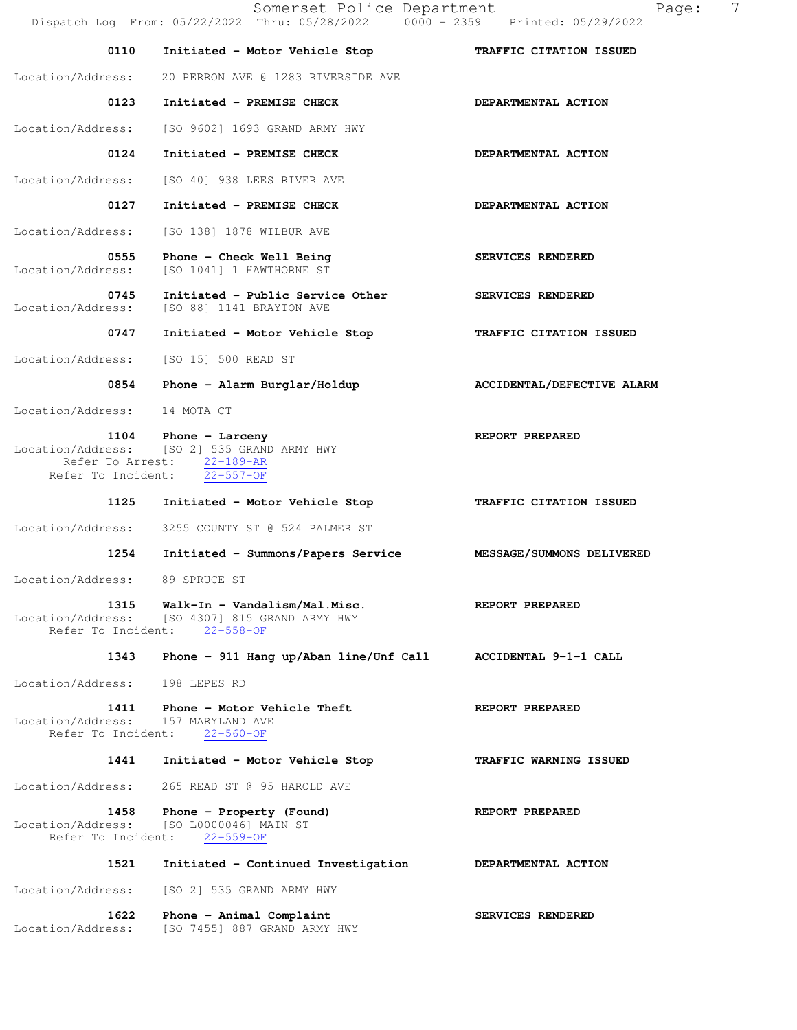| Time | Call Reason | Action |
|---|---|---|
| 0110 | Initiated - Motor Vehicle Stop | TRAFFIC CITATION ISSUED |

Location/Address: 20 PERRON AVE @ 1283 RIVERSIDE AVE

| Time | Call Reason | Action |
|---|---|---|
| 0123 | Initiated - PREMISE CHECK | DEPARTMENTAL ACTION |

Location/Address: [SO 9602] 1693 GRAND ARMY HWY

| Time | Call Reason | Action |
|---|---|---|
| 0124 | Initiated - PREMISE CHECK | DEPARTMENTAL ACTION |

Location/Address: [SO 40] 938 LEES RIVER AVE

| Time | Call Reason | Action |
|---|---|---|
| 0127 | Initiated - PREMISE CHECK | DEPARTMENTAL ACTION |

Location/Address: [SO 138] 1878 WILBUR AVE

| Time | Call Reason | Action |
|---|---|---|
| 0555 | Phone - Check Well Being | SERVICES RENDERED |

Location/Address: [SO 1041] 1 HAWTHORNE ST

| Time | Call Reason | Action |
|---|---|---|
| 0745 | Initiated - Public Service Other | SERVICES RENDERED |

Location/Address: [SO 88] 1141 BRAYTON AVE

| Time | Call Reason | Action |
|---|---|---|
| 0747 | Initiated - Motor Vehicle Stop | TRAFFIC CITATION ISSUED |

Location/Address: [SO 15] 500 READ ST

| Time | Call Reason | Action |
|---|---|---|
| 0854 | Phone - Alarm Burglar/Holdup | ACCIDENTAL/DEFECTIVE ALARM |

Location/Address: 14 MOTA CT

| Time | Call Reason | Action |
|---|---|---|
| 1104 | Phone - Larceny | REPORT PREPARED |

Location/Address: [SO 2] 535 GRAND ARMY HWY
Refer To Arrest: 22-189-AR
Refer To Incident: 22-557-OF

| Time | Call Reason | Action |
|---|---|---|
| 1125 | Initiated - Motor Vehicle Stop | TRAFFIC CITATION ISSUED |

Location/Address: 3255 COUNTY ST @ 524 PALMER ST

| Time | Call Reason | Action |
|---|---|---|
| 1254 | Initiated - Summons/Papers Service | MESSAGE/SUMMONS DELIVERED |

Location/Address: 89 SPRUCE ST

| Time | Call Reason | Action |
|---|---|---|
| 1315 | Walk-In - Vandalism/Mal.Misc. | REPORT PREPARED |

Location/Address: [SO 4307] 815 GRAND ARMY HWY
Refer To Incident: 22-558-OF

| Time | Call Reason | Action |
|---|---|---|
| 1343 | Phone - 911 Hang up/Aban line/Unf Call | ACCIDENTAL 9-1-1 CALL |

Location/Address: 198 LEPES RD

| Time | Call Reason | Action |
|---|---|---|
| 1411 | Phone - Motor Vehicle Theft | REPORT PREPARED |

Location/Address: 157 MARYLAND AVE
Refer To Incident: 22-560-OF

| Time | Call Reason | Action |
|---|---|---|
| 1441 | Initiated - Motor Vehicle Stop | TRAFFIC WARNING ISSUED |

Location/Address: 265 READ ST @ 95 HAROLD AVE

| Time | Call Reason | Action |
|---|---|---|
| 1458 | Phone - Property (Found) | REPORT PREPARED |

Location/Address: [SO L0000046] MAIN ST
Refer To Incident: 22-559-OF

| Time | Call Reason | Action |
|---|---|---|
| 1521 | Initiated - Continued Investigation | DEPARTMENTAL ACTION |

Location/Address: [SO 2] 535 GRAND ARMY HWY

| Time | Call Reason | Action |
|---|---|---|
| 1622 | Phone - Animal Complaint | SERVICES RENDERED |

Location/Address: [SO 7455] 887 GRAND ARMY HWY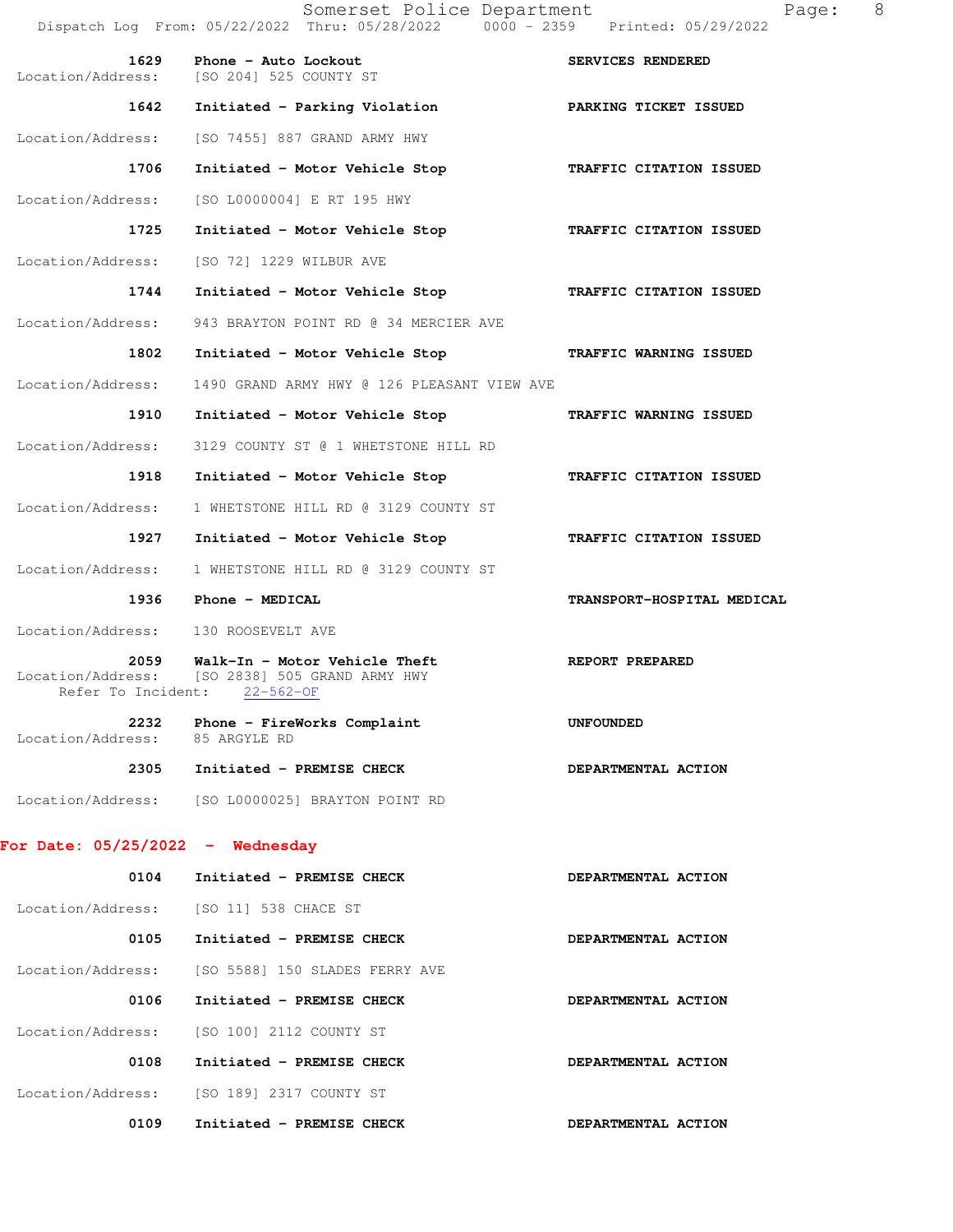| Time | Call | Disposition |
|---|---|---|
| 1629 | Phone - Auto Lockout | SERVICES RENDERED |

Location/Address: [SO 204] 525 COUNTY ST

| Time | Call | Disposition |
|---|---|---|
| 1642 | Initiated - Parking Violation | PARKING TICKET ISSUED |

Location/Address: [SO 7455] 887 GRAND ARMY HWY

| Time | Call | Disposition |
|---|---|---|
| 1706 | Initiated - Motor Vehicle Stop | TRAFFIC CITATION ISSUED |

Location/Address: [SO L0000004] E RT 195 HWY

| Time | Call | Disposition |
|---|---|---|
| 1725 | Initiated - Motor Vehicle Stop | TRAFFIC CITATION ISSUED |

Location/Address: [SO 72] 1229 WILBUR AVE

| Time | Call | Disposition |
|---|---|---|
| 1744 | Initiated - Motor Vehicle Stop | TRAFFIC CITATION ISSUED |

Location/Address: 943 BRAYTON POINT RD @ 34 MERCIER AVE

| Time | Call | Disposition |
|---|---|---|
| 1802 | Initiated - Motor Vehicle Stop | TRAFFIC WARNING ISSUED |

Location/Address: 1490 GRAND ARMY HWY @ 126 PLEASANT VIEW AVE

| Time | Call | Disposition |
|---|---|---|
| 1910 | Initiated - Motor Vehicle Stop | TRAFFIC WARNING ISSUED |

Location/Address: 3129 COUNTY ST @ 1 WHETSTONE HILL RD

| Time | Call | Disposition |
|---|---|---|
| 1918 | Initiated - Motor Vehicle Stop | TRAFFIC CITATION ISSUED |

Location/Address: 1 WHETSTONE HILL RD @ 3129 COUNTY ST

| Time | Call | Disposition |
|---|---|---|
| 1927 | Initiated - Motor Vehicle Stop | TRAFFIC CITATION ISSUED |

Location/Address: 1 WHETSTONE HILL RD @ 3129 COUNTY ST

| Time | Call | Disposition |
|---|---|---|
| 1936 | Phone - MEDICAL | TRANSPORT-HOSPITAL MEDICAL |

Location/Address: 130 ROOSEVELT AVE

| Time | Call | Disposition |
|---|---|---|
| 2059 | Walk-In - Motor Vehicle Theft | REPORT PREPARED |

Location/Address: [SO 2838] 505 GRAND ARMY HWY
Refer To Incident: 22-562-OF

| Time | Call | Disposition |
|---|---|---|
| 2232 | Phone - FireWorks Complaint | UNFOUNDED |

Location/Address: 85 ARGYLE RD

| Time | Call | Disposition |
|---|---|---|
| 2305 | Initiated - PREMISE CHECK | DEPARTMENTAL ACTION |

Location/Address: [SO L0000025] BRAYTON POINT RD

## For Date: 05/25/2022 - Wednesday

| Time | Call | Disposition |
|---|---|---|
| 0104 | Initiated - PREMISE CHECK | DEPARTMENTAL ACTION |

Location/Address: [SO 11] 538 CHACE ST

| Time | Call | Disposition |
|---|---|---|
| 0105 | Initiated - PREMISE CHECK | DEPARTMENTAL ACTION |

Location/Address: [SO 5588] 150 SLADES FERRY AVE

| Time | Call | Disposition |
|---|---|---|
| 0106 | Initiated - PREMISE CHECK | DEPARTMENTAL ACTION |

Location/Address: [SO 100] 2112 COUNTY ST

| Time | Call | Disposition |
|---|---|---|
| 0108 | Initiated - PREMISE CHECK | DEPARTMENTAL ACTION |

Location/Address: [SO 189] 2317 COUNTY ST

| Time | Call | Disposition |
|---|---|---|
| 0109 | Initiated - PREMISE CHECK | DEPARTMENTAL ACTION |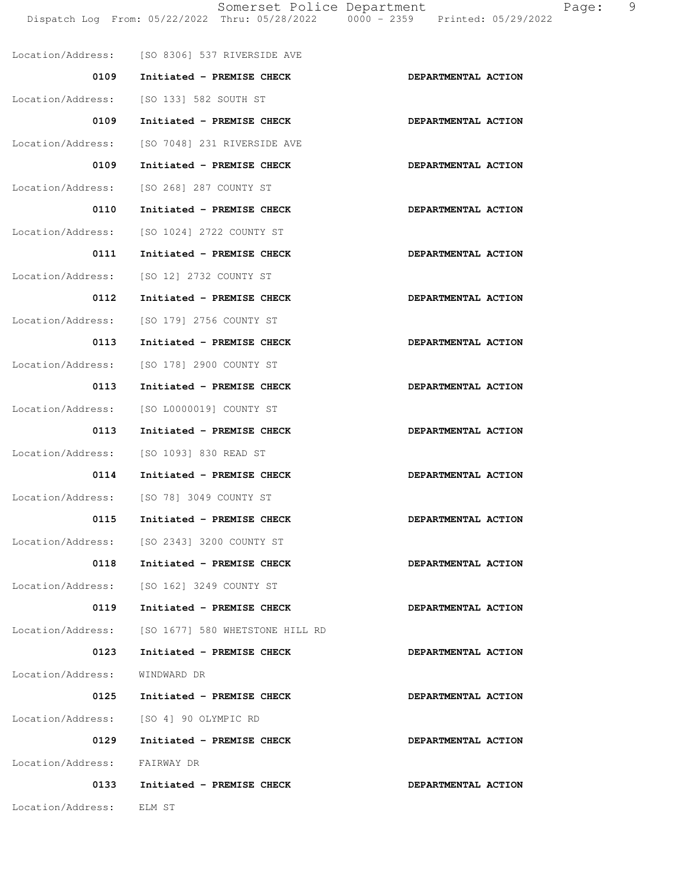Location/Address: [SO 8306] 537 RIVERSIDE AVE

0109 Initiated - PREMISE CHECK DEPARTMENTAL ACTION

Location/Address: [SO 133] 582 SOUTH ST

0109 Initiated - PREMISE CHECK DEPARTMENTAL ACTION

Location/Address: [SO 7048] 231 RIVERSIDE AVE

0109 Initiated - PREMISE CHECK DEPARTMENTAL ACTION

Location/Address: [SO 268] 287 COUNTY ST

0110 Initiated - PREMISE CHECK DEPARTMENTAL ACTION

Location/Address: [SO 1024] 2722 COUNTY ST

0111 Initiated - PREMISE CHECK DEPARTMENTAL ACTION

Location/Address: [SO 12] 2732 COUNTY ST

0112 Initiated - PREMISE CHECK DEPARTMENTAL ACTION

Location/Address: [SO 179] 2756 COUNTY ST

0113 Initiated - PREMISE CHECK DEPARTMENTAL ACTION

Location/Address: [SO 178] 2900 COUNTY ST

0113 Initiated - PREMISE CHECK DEPARTMENTAL ACTION

Location/Address: [SO L0000019] COUNTY ST

0113 Initiated - PREMISE CHECK DEPARTMENTAL ACTION

Location/Address: [SO 1093] 830 READ ST

0114 Initiated - PREMISE CHECK DEPARTMENTAL ACTION

Location/Address: [SO 78] 3049 COUNTY ST

0115 Initiated - PREMISE CHECK DEPARTMENTAL ACTION

Location/Address: [SO 2343] 3200 COUNTY ST

0118 Initiated - PREMISE CHECK DEPARTMENTAL ACTION

Location/Address: [SO 162] 3249 COUNTY ST

0119 Initiated - PREMISE CHECK DEPARTMENTAL ACTION

Location/Address: [SO 1677] 580 WHETSTONE HILL RD

0123 Initiated - PREMISE CHECK DEPARTMENTAL ACTION

Location/Address: WINDWARD DR

0125 Initiated - PREMISE CHECK DEPARTMENTAL ACTION

Location/Address: [SO 4] 90 OLYMPIC RD

0129 Initiated - PREMISE CHECK DEPARTMENTAL ACTION

Location/Address: FAIRWAY DR

0133 Initiated - PREMISE CHECK DEPARTMENTAL ACTION

Location/Address: ELM ST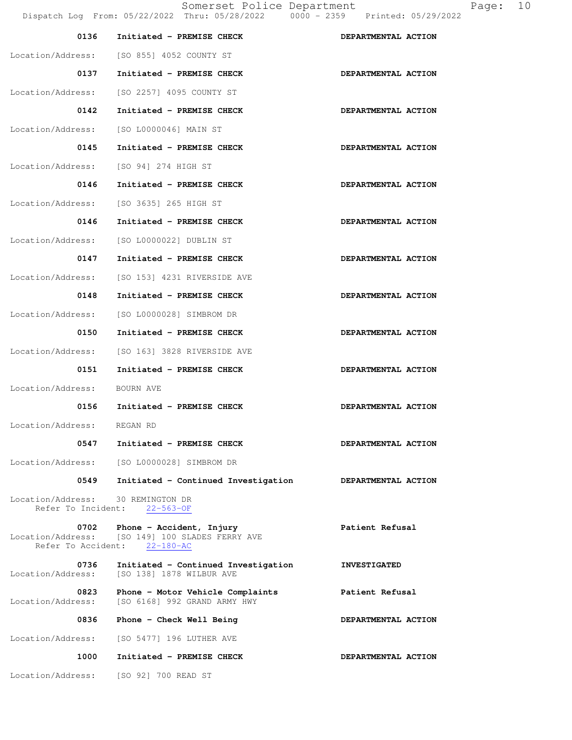| Time | Call | Disposition |
| --- | --- | --- |
| 0136 | **Initiated - PREMISE CHECK** | **DEPARTMENTAL ACTION** |
| Location/Address: | [SO 855] 4052 COUNTY ST | |
| 0137 | **Initiated - PREMISE CHECK** | **DEPARTMENTAL ACTION** |
| Location/Address: | [SO 2257] 4095 COUNTY ST | |
| 0142 | **Initiated - PREMISE CHECK** | **DEPARTMENTAL ACTION** |
| Location/Address: | [SO L0000046] MAIN ST | |
| 0145 | **Initiated - PREMISE CHECK** | **DEPARTMENTAL ACTION** |
| Location/Address: | [SO 94] 274 HIGH ST | |
| 0146 | **Initiated - PREMISE CHECK** | **DEPARTMENTAL ACTION** |
| Location/Address: | [SO 3635] 265 HIGH ST | |
| 0146 | **Initiated - PREMISE CHECK** | **DEPARTMENTAL ACTION** |
| Location/Address: | [SO L0000022] DUBLIN ST | |
| 0147 | **Initiated - PREMISE CHECK** | **DEPARTMENTAL ACTION** |
| Location/Address: | [SO 153] 4231 RIVERSIDE AVE | |
| 0148 | **Initiated - PREMISE CHECK** | **DEPARTMENTAL ACTION** |
| Location/Address: | [SO L0000028] SIMBROM DR | |
| 0150 | **Initiated - PREMISE CHECK** | **DEPARTMENTAL ACTION** |
| Location/Address: | [SO 163] 3828 RIVERSIDE AVE | |
| 0151 | **Initiated - PREMISE CHECK** | **DEPARTMENTAL ACTION** |
| Location/Address: | BOURN AVE | |
| 0156 | **Initiated - PREMISE CHECK** | **DEPARTMENTAL ACTION** |
| Location/Address: | REGAN RD | |
| 0547 | **Initiated - PREMISE CHECK** | **DEPARTMENTAL ACTION** |
| Location/Address: | [SO L0000028] SIMBROM DR | |
| 0549 | **Initiated - Continued Investigation** | **DEPARTMENTAL ACTION** |
| Location/Address: | 30 REMINGTON DR | |
| Refer To Incident: | 22-563-OF | |
| 0702 | **Phone - Accident, Injury** | **Patient Refusal** |
| Location/Address: | [SO 149] 100 SLADES FERRY AVE | |
| Refer To Accident: | 22-180-AC | |
| 0736 | **Initiated - Continued Investigation** | **INVESTIGATED** |
| Location/Address: | [SO 138] 1878 WILBUR AVE | |
| 0823 | **Phone - Motor Vehicle Complaints** | **Patient Refusal** |
| Location/Address: | [SO 6168] 992 GRAND ARMY HWY | |
| 0836 | **Phone - Check Well Being** | **DEPARTMENTAL ACTION** |
| Location/Address: | [SO 5477] 196 LUTHER AVE | |
| 1000 | **Initiated - PREMISE CHECK** | **DEPARTMENTAL ACTION** |
| Location/Address: | [SO 92] 700 READ ST | |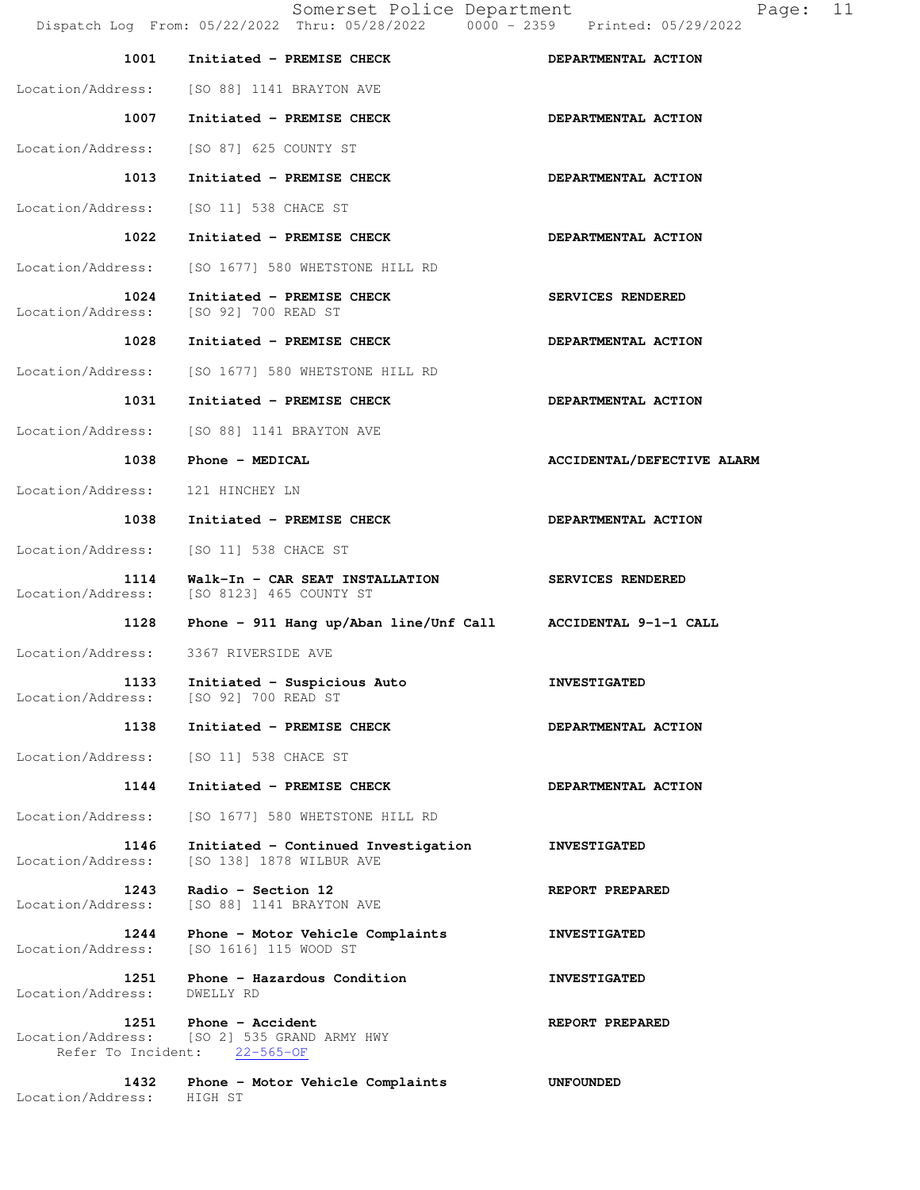| Time | Call Type | Disposition |
|---|---|---|
| 1001 | Initiated - PREMISE CHECK | DEPARTMENTAL ACTION |

Location/Address: [SO 88] 1141 BRAYTON AVE

| Time | Call Type | Disposition |
|---|---|---|
| 1007 | Initiated - PREMISE CHECK | DEPARTMENTAL ACTION |

Location/Address: [SO 87] 625 COUNTY ST

| Time | Call Type | Disposition |
|---|---|---|
| 1013 | Initiated - PREMISE CHECK | DEPARTMENTAL ACTION |

Location/Address: [SO 11] 538 CHACE ST

| Time | Call Type | Disposition |
|---|---|---|
| 1022 | Initiated - PREMISE CHECK | DEPARTMENTAL ACTION |

Location/Address: [SO 1677] 580 WHETSTONE HILL RD

| Time | Call Type | Disposition |
|---|---|---|
| 1024 | Initiated - PREMISE CHECK | SERVICES RENDERED |

Location/Address: [SO 92] 700 READ ST

| Time | Call Type | Disposition |
|---|---|---|
| 1028 | Initiated - PREMISE CHECK | DEPARTMENTAL ACTION |

Location/Address: [SO 1677] 580 WHETSTONE HILL RD

| Time | Call Type | Disposition |
|---|---|---|
| 1031 | Initiated - PREMISE CHECK | DEPARTMENTAL ACTION |

Location/Address: [SO 88] 1141 BRAYTON AVE

| Time | Call Type | Disposition |
|---|---|---|
| 1038 | Phone - MEDICAL | ACCIDENTAL/DEFECTIVE ALARM |

Location/Address: 121 HINCHEY LN

| Time | Call Type | Disposition |
|---|---|---|
| 1038 | Initiated - PREMISE CHECK | DEPARTMENTAL ACTION |

Location/Address: [SO 11] 538 CHACE ST

| Time | Call Type | Disposition |
|---|---|---|
| 1114 | Walk-In - CAR SEAT INSTALLATION | SERVICES RENDERED |

Location/Address: [SO 8123] 465 COUNTY ST

| Time | Call Type | Disposition |
|---|---|---|
| 1128 | Phone - 911 Hang up/Aban line/Unf Call | ACCIDENTAL 9-1-1 CALL |

Location/Address: 3367 RIVERSIDE AVE

| Time | Call Type | Disposition |
|---|---|---|
| 1133 | Initiated - Suspicious Auto | INVESTIGATED |

Location/Address: [SO 92] 700 READ ST

| Time | Call Type | Disposition |
|---|---|---|
| 1138 | Initiated - PREMISE CHECK | DEPARTMENTAL ACTION |

Location/Address: [SO 11] 538 CHACE ST

| Time | Call Type | Disposition |
|---|---|---|
| 1144 | Initiated - PREMISE CHECK | DEPARTMENTAL ACTION |

Location/Address: [SO 1677] 580 WHETSTONE HILL RD

| Time | Call Type | Disposition |
|---|---|---|
| 1146 | Initiated - Continued Investigation | INVESTIGATED |

Location/Address: [SO 138] 1878 WILBUR AVE

| Time | Call Type | Disposition |
|---|---|---|
| 1243 | Radio - Section 12 | REPORT PREPARED |

Location/Address: [SO 88] 1141 BRAYTON AVE

| Time | Call Type | Disposition |
|---|---|---|
| 1244 | Phone - Motor Vehicle Complaints | INVESTIGATED |

Location/Address: [SO 1616] 115 WOOD ST

| Time | Call Type | Disposition |
|---|---|---|
| 1251 | Phone - Hazardous Condition | INVESTIGATED |

Location/Address: DWELLY RD

| Time | Call Type | Disposition |
|---|---|---|
| 1251 | Phone - Accident | REPORT PREPARED |

Location/Address: [SO 2] 535 GRAND ARMY HWY
Refer To Incident: 22-565-OF

| Time | Call Type | Disposition |
|---|---|---|
| 1432 | Phone - Motor Vehicle Complaints | UNFOUNDED |

Location/Address: HIGH ST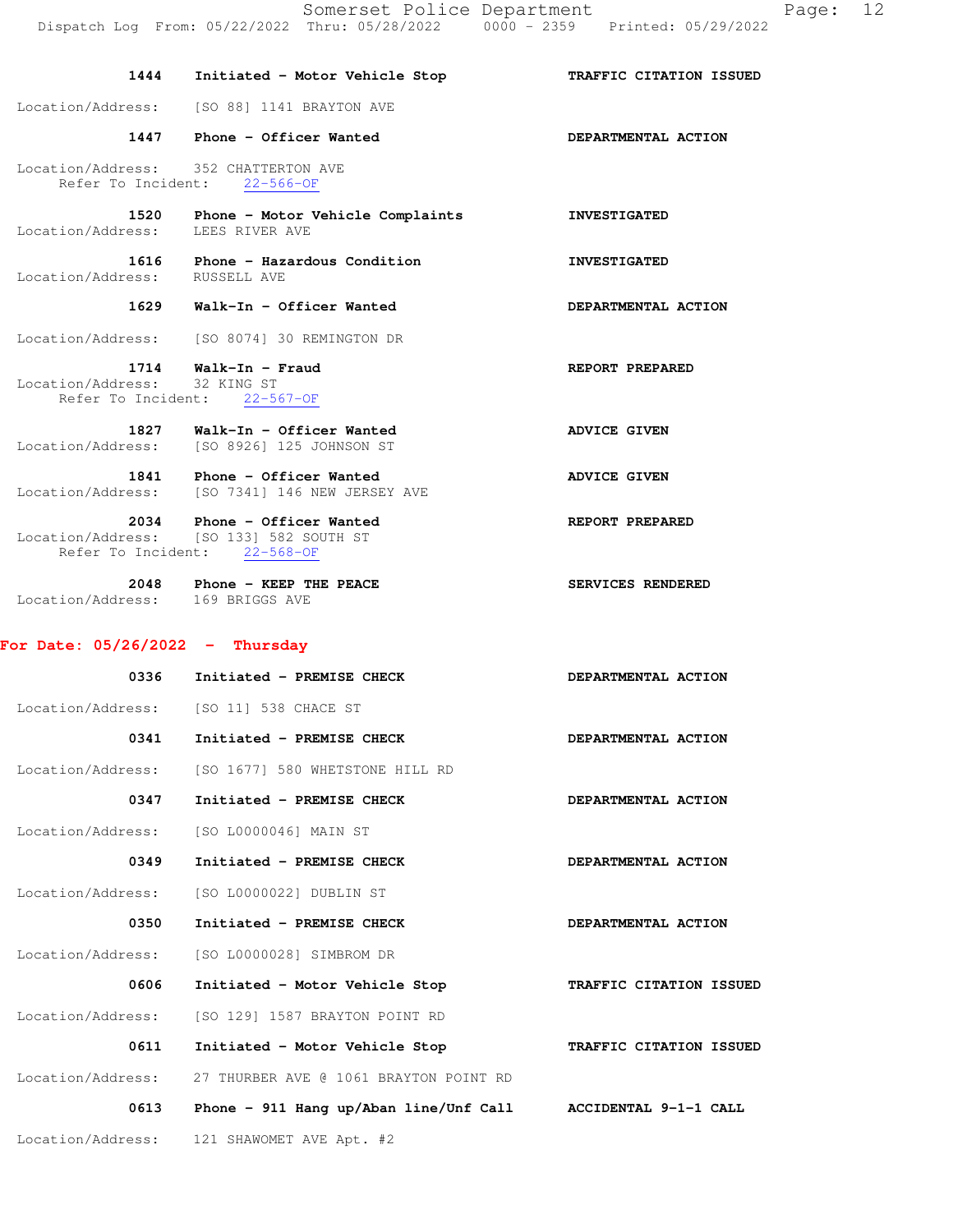**1444 Initiated - Motor Vehicle Stop** — **TRAFFIC CITATION ISSUED**
Location/Address: [SO 88] 1141 BRAYTON AVE

**1447 Phone - Officer Wanted** — **DEPARTMENTAL ACTION**
Location/Address: 352 CHATTERTON AVE
Refer To Incident: 22-566-OF

**1520 Phone - Motor Vehicle Complaints** — **INVESTIGATED**
Location/Address: LEES RIVER AVE

**1616 Phone - Hazardous Condition** — **INVESTIGATED**
Location/Address: RUSSELL AVE

**1629 Walk-In - Officer Wanted** — **DEPARTMENTAL ACTION**
Location/Address: [SO 8074] 30 REMINGTON DR

**1714 Walk-In - Fraud** — **REPORT PREPARED**
Location/Address: 32 KING ST
Refer To Incident: 22-567-OF

**1827 Walk-In - Officer Wanted** — **ADVICE GIVEN**
Location/Address: [SO 8926] 125 JOHNSON ST

**1841 Phone - Officer Wanted** — **ADVICE GIVEN**
Location/Address: [SO 7341] 146 NEW JERSEY AVE

**2034 Phone - Officer Wanted** — **REPORT PREPARED**
Location/Address: [SO 133] 582 SOUTH ST
Refer To Incident: 22-568-OF

**2048 Phone - KEEP THE PEACE** — **SERVICES RENDERED**
Location/Address: 169 BRIGGS AVE

## For Date: 05/26/2022 - Thursday

**0336 Initiated - PREMISE CHECK** — **DEPARTMENTAL ACTION**
Location/Address: [SO 11] 538 CHACE ST

**0341 Initiated - PREMISE CHECK** — **DEPARTMENTAL ACTION**
Location/Address: [SO 1677] 580 WHETSTONE HILL RD

**0347 Initiated - PREMISE CHECK** — **DEPARTMENTAL ACTION**
Location/Address: [SO L0000046] MAIN ST

**0349 Initiated - PREMISE CHECK** — **DEPARTMENTAL ACTION**
Location/Address: [SO L0000022] DUBLIN ST

**0350 Initiated - PREMISE CHECK** — **DEPARTMENTAL ACTION**
Location/Address: [SO L0000028] SIMBROM DR

**0606 Initiated - Motor Vehicle Stop** — **TRAFFIC CITATION ISSUED**
Location/Address: [SO 129] 1587 BRAYTON POINT RD

**0611 Initiated - Motor Vehicle Stop** — **TRAFFIC CITATION ISSUED**
Location/Address: 27 THURBER AVE @ 1061 BRAYTON POINT RD

**0613 Phone - 911 Hang up/Aban line/Unf Call** — **ACCIDENTAL 9-1-1 CALL**
Location/Address: 121 SHAWOMET AVE Apt. #2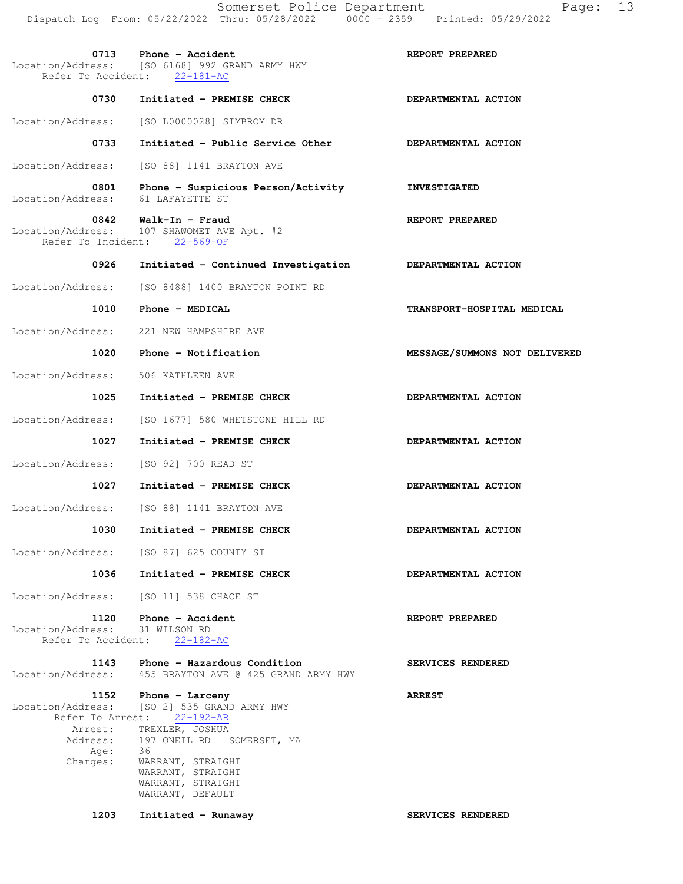| Time | Call | Disposition |
|---|---|---|
| 0713 | Phone - Accident | REPORT PREPARED |
| | Location/Address: [SO 6168] 992 GRAND ARMY HWY | |
| | Refer To Accident: 22-181-AC | |
| 0730 | Initiated - PREMISE CHECK | DEPARTMENTAL ACTION |
| | Location/Address: [SO L0000028] SIMBROM DR | |
| 0733 | Initiated - Public Service Other | DEPARTMENTAL ACTION |
| | Location/Address: [SO 88] 1141 BRAYTON AVE | |
| 0801 | Phone - Suspicious Person/Activity | INVESTIGATED |
| | Location/Address: 61 LAFAYETTE ST | |
| 0842 | Walk-In - Fraud | REPORT PREPARED |
| | Location/Address: 107 SHAWOMET AVE Apt. #2 | |
| | Refer To Incident: 22-569-OF | |
| 0926 | Initiated - Continued Investigation | DEPARTMENTAL ACTION |
| | Location/Address: [SO 8488] 1400 BRAYTON POINT RD | |
| 1010 | Phone - MEDICAL | TRANSPORT-HOSPITAL MEDICAL |
| | Location/Address: 221 NEW HAMPSHIRE AVE | |
| 1020 | Phone - Notification | MESSAGE/SUMMONS NOT DELIVERED |
| | Location/Address: 506 KATHLEEN AVE | |
| 1025 | Initiated - PREMISE CHECK | DEPARTMENTAL ACTION |
| | Location/Address: [SO 1677] 580 WHETSTONE HILL RD | |
| 1027 | Initiated - PREMISE CHECK | DEPARTMENTAL ACTION |
| | Location/Address: [SO 92] 700 READ ST | |
| 1027 | Initiated - PREMISE CHECK | DEPARTMENTAL ACTION |
| | Location/Address: [SO 88] 1141 BRAYTON AVE | |
| 1030 | Initiated - PREMISE CHECK | DEPARTMENTAL ACTION |
| | Location/Address: [SO 87] 625 COUNTY ST | |
| 1036 | Initiated - PREMISE CHECK | DEPARTMENTAL ACTION |
| | Location/Address: [SO 11] 538 CHACE ST | |
| 1120 | Phone - Accident | REPORT PREPARED |
| | Location/Address: 31 WILSON RD | |
| | Refer To Accident: 22-182-AC | |
| 1143 | Phone - Hazardous Condition | SERVICES RENDERED |
| | Location/Address: 455 BRAYTON AVE @ 425 GRAND ARMY HWY | |
| 1152 | Phone - Larceny | ARREST |
| | Location/Address: [SO 2] 535 GRAND ARMY HWY | |
| | Refer To Arrest: 22-192-AR | |
| | Arrest: TREXLER, JOSHUA | |
| | Address: 197 ONEIL RD SOMERSET, MA | |
| | Age: 36 | |
| | Charges: WARRANT, STRAIGHT; WARRANT, STRAIGHT; WARRANT, STRAIGHT; WARRANT, DEFAULT | |
| 1203 | Initiated - Runaway | SERVICES RENDERED |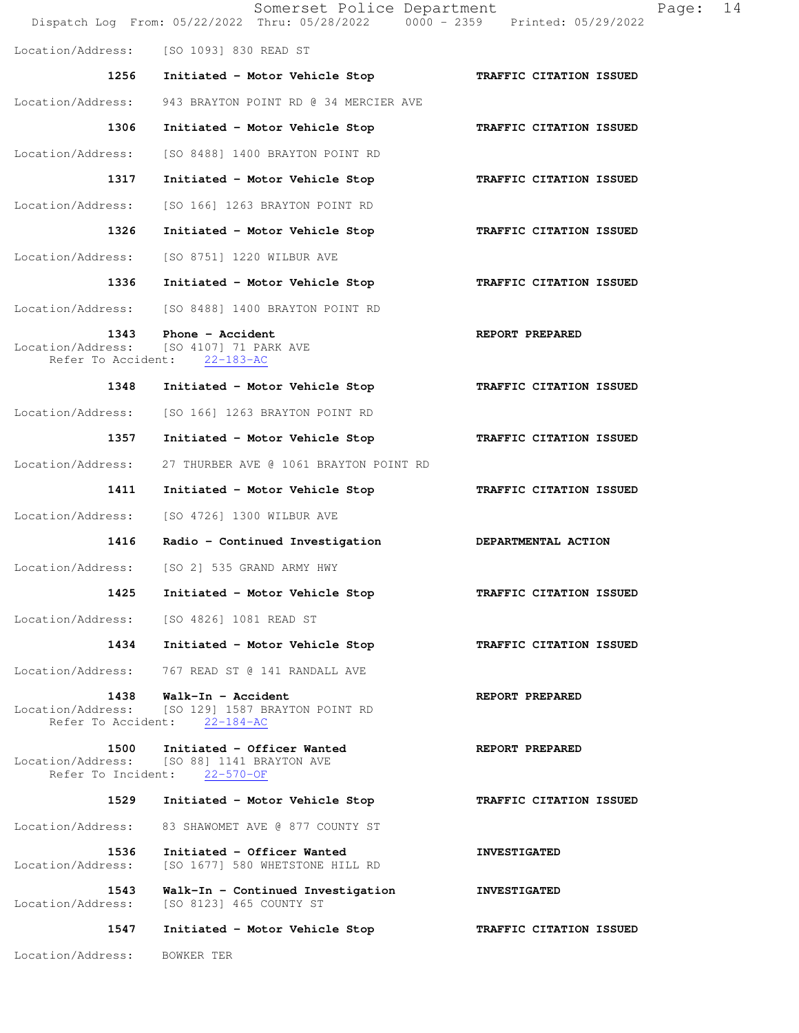Location/Address: [SO 1093] 830 READ ST

**1256** Initiated - Motor Vehicle Stop — **TRAFFIC CITATION ISSUED**

Location/Address: 943 BRAYTON POINT RD @ 34 MERCIER AVE

**1306** Initiated - Motor Vehicle Stop — **TRAFFIC CITATION ISSUED**

Location/Address: [SO 8488] 1400 BRAYTON POINT RD

**1317** Initiated - Motor Vehicle Stop — **TRAFFIC CITATION ISSUED**

Location/Address: [SO 166] 1263 BRAYTON POINT RD

**1326** Initiated - Motor Vehicle Stop — **TRAFFIC CITATION ISSUED**

Location/Address: [SO 8751] 1220 WILBUR AVE

**1336** Initiated - Motor Vehicle Stop — **TRAFFIC CITATION ISSUED**

Location/Address: [SO 8488] 1400 BRAYTON POINT RD

**1343** Phone - Accident — **REPORT PREPARED**
Location/Address: [SO 4107] 71 PARK AVE
Refer To Accident: 22-183-AC

**1348** Initiated - Motor Vehicle Stop — **TRAFFIC CITATION ISSUED**

Location/Address: [SO 166] 1263 BRAYTON POINT RD

**1357** Initiated - Motor Vehicle Stop — **TRAFFIC CITATION ISSUED**

Location/Address: 27 THURBER AVE @ 1061 BRAYTON POINT RD

**1411** Initiated - Motor Vehicle Stop — **TRAFFIC CITATION ISSUED**

Location/Address: [SO 4726] 1300 WILBUR AVE

**1416** Radio - Continued Investigation — **DEPARTMENTAL ACTION**

Location/Address: [SO 2] 535 GRAND ARMY HWY

**1425** Initiated - Motor Vehicle Stop — **TRAFFIC CITATION ISSUED**

Location/Address: [SO 4826] 1081 READ ST

**1434** Initiated - Motor Vehicle Stop — **TRAFFIC CITATION ISSUED**

Location/Address: 767 READ ST @ 141 RANDALL AVE

**1438** Walk-In - Accident — **REPORT PREPARED**
Location/Address: [SO 129] 1587 BRAYTON POINT RD
Refer To Accident: 22-184-AC

**1500** Initiated - Officer Wanted — **REPORT PREPARED**
Location/Address: [SO 88] 1141 BRAYTON AVE
Refer To Incident: 22-570-OF

**1529** Initiated - Motor Vehicle Stop — **TRAFFIC CITATION ISSUED**

Location/Address: 83 SHAWOMET AVE @ 877 COUNTY ST

**1536** Initiated - Officer Wanted — **INVESTIGATED**
Location/Address: [SO 1677] 580 WHETSTONE HILL RD

**1543** Walk-In - Continued Investigation — **INVESTIGATED**
Location/Address: [SO 8123] 465 COUNTY ST

**1547** Initiated - Motor Vehicle Stop — **TRAFFIC CITATION ISSUED**

Location/Address: BOWKER TER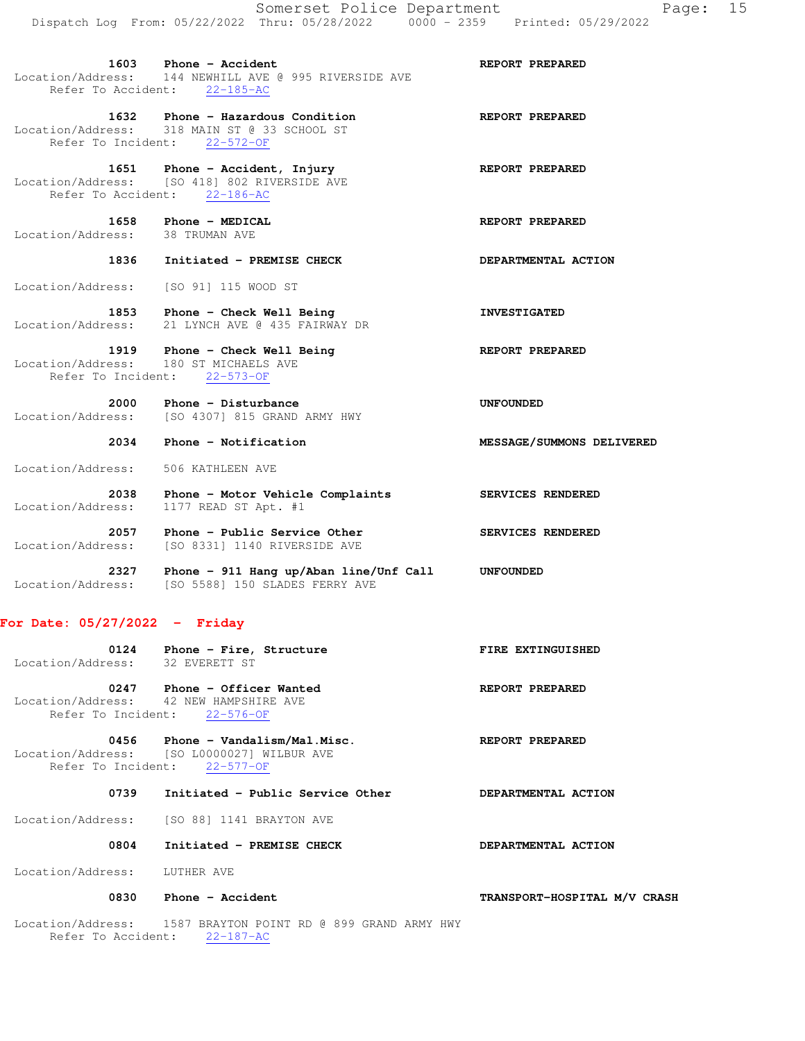1603 Phone - Accident — REPORT PREPARED
Location/Address: 144 NEWHILL AVE @ 995 RIVERSIDE AVE
Refer To Accident: 22-185-AC

1632 Phone - Hazardous Condition — REPORT PREPARED
Location/Address: 318 MAIN ST @ 33 SCHOOL ST
Refer To Incident: 22-572-OF

1651 Phone - Accident, Injury — REPORT PREPARED
Location/Address: [SO 418] 802 RIVERSIDE AVE
Refer To Accident: 22-186-AC

1658 Phone - MEDICAL — REPORT PREPARED
Location/Address: 38 TRUMAN AVE

1836 Initiated - PREMISE CHECK — DEPARTMENTAL ACTION
Location/Address: [SO 91] 115 WOOD ST

1853 Phone - Check Well Being — INVESTIGATED
Location/Address: 21 LYNCH AVE @ 435 FAIRWAY DR

1919 Phone - Check Well Being — REPORT PREPARED
Location/Address: 180 ST MICHAELS AVE
Refer To Incident: 22-573-OF

2000 Phone - Disturbance — UNFOUNDED
Location/Address: [SO 4307] 815 GRAND ARMY HWY

2034 Phone - Notification — MESSAGE/SUMMONS DELIVERED
Location/Address: 506 KATHLEEN AVE

2038 Phone - Motor Vehicle Complaints — SERVICES RENDERED
Location/Address: 1177 READ ST Apt. #1

2057 Phone - Public Service Other — SERVICES RENDERED
Location/Address: [SO 8331] 1140 RIVERSIDE AVE

2327 Phone - 911 Hang up/Aban line/Unf Call — UNFOUNDED
Location/Address: [SO 5588] 150 SLADES FERRY AVE

## For Date: 05/27/2022 - Friday

0124 Phone - Fire, Structure — FIRE EXTINGUISHED
Location/Address: 32 EVERETT ST

0247 Phone - Officer Wanted — REPORT PREPARED
Location/Address: 42 NEW HAMPSHIRE AVE
Refer To Incident: 22-576-OF

0456 Phone - Vandalism/Mal.Misc. — REPORT PREPARED
Location/Address: [SO L0000027] WILBUR AVE
Refer To Incident: 22-577-OF

0739 Initiated - Public Service Other — DEPARTMENTAL ACTION
Location/Address: [SO 88] 1141 BRAYTON AVE

0804 Initiated - PREMISE CHECK — DEPARTMENTAL ACTION
Location/Address: LUTHER AVE

0830 Phone - Accident — TRANSPORT-HOSPITAL M/V CRASH
Location/Address: 1587 BRAYTON POINT RD @ 899 GRAND ARMY HWY
Refer To Accident: 22-187-AC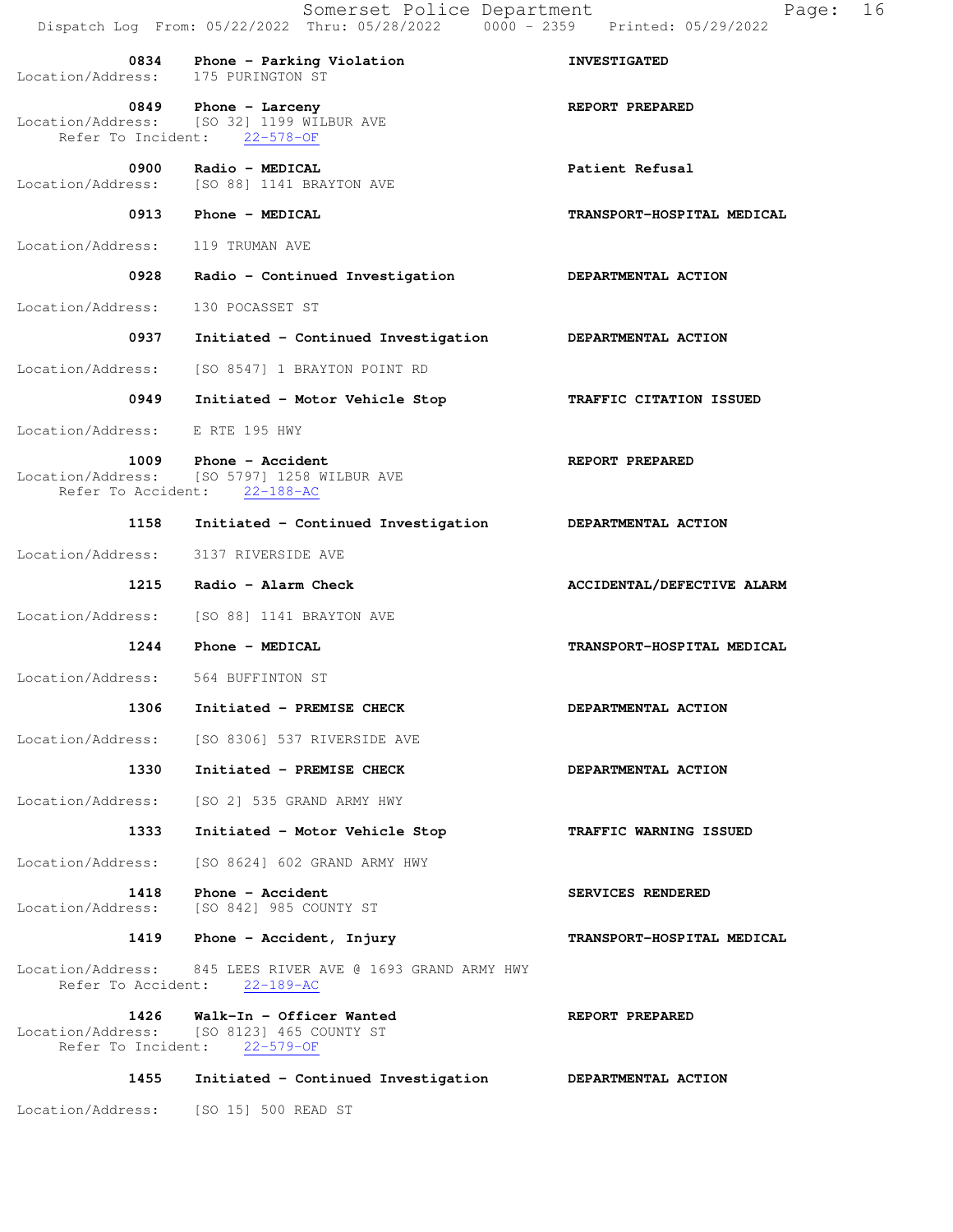| Time | Call Type | Action |
|---|---|---|
| 0834 | Phone - Parking Violation | INVESTIGATED |

Location/Address: 175 PURINGTON ST

| Time | Call Type | Action |
|---|---|---|
| 0849 | Phone - Larceny | REPORT PREPARED |

Location/Address: [SO 32] 1199 WILBUR AVE
Refer To Incident: 22-578-OF

| Time | Call Type | Action |
|---|---|---|
| 0900 | Radio - MEDICAL | Patient Refusal |

Location/Address: [SO 88] 1141 BRAYTON AVE

| Time | Call Type | Action |
|---|---|---|
| 0913 | Phone - MEDICAL | TRANSPORT-HOSPITAL MEDICAL |

Location/Address: 119 TRUMAN AVE

| Time | Call Type | Action |
|---|---|---|
| 0928 | Radio - Continued Investigation | DEPARTMENTAL ACTION |

Location/Address: 130 POCASSET ST

| Time | Call Type | Action |
|---|---|---|
| 0937 | Initiated - Continued Investigation | DEPARTMENTAL ACTION |

Location/Address: [SO 8547] 1 BRAYTON POINT RD

| Time | Call Type | Action |
|---|---|---|
| 0949 | Initiated - Motor Vehicle Stop | TRAFFIC CITATION ISSUED |

Location/Address: E RTE 195 HWY

| Time | Call Type | Action |
|---|---|---|
| 1009 | Phone - Accident | REPORT PREPARED |

Location/Address: [SO 5797] 1258 WILBUR AVE
Refer To Accident: 22-188-AC

| Time | Call Type | Action |
|---|---|---|
| 1158 | Initiated - Continued Investigation | DEPARTMENTAL ACTION |

Location/Address: 3137 RIVERSIDE AVE

| Time | Call Type | Action |
|---|---|---|
| 1215 | Radio - Alarm Check | ACCIDENTAL/DEFECTIVE ALARM |

Location/Address: [SO 88] 1141 BRAYTON AVE

| Time | Call Type | Action |
|---|---|---|
| 1244 | Phone - MEDICAL | TRANSPORT-HOSPITAL MEDICAL |

Location/Address: 564 BUFFINTON ST

| Time | Call Type | Action |
|---|---|---|
| 1306 | Initiated - PREMISE CHECK | DEPARTMENTAL ACTION |

Location/Address: [SO 8306] 537 RIVERSIDE AVE

| Time | Call Type | Action |
|---|---|---|
| 1330 | Initiated - PREMISE CHECK | DEPARTMENTAL ACTION |

Location/Address: [SO 2] 535 GRAND ARMY HWY

| Time | Call Type | Action |
|---|---|---|
| 1333 | Initiated - Motor Vehicle Stop | TRAFFIC WARNING ISSUED |

Location/Address: [SO 8624] 602 GRAND ARMY HWY

| Time | Call Type | Action |
|---|---|---|
| 1418 | Phone - Accident | SERVICES RENDERED |

Location/Address: [SO 842] 985 COUNTY ST

| Time | Call Type | Action |
|---|---|---|
| 1419 | Phone - Accident, Injury | TRANSPORT-HOSPITAL MEDICAL |

Location/Address: 845 LEES RIVER AVE @ 1693 GRAND ARMY HWY
Refer To Accident: 22-189-AC

| Time | Call Type | Action |
|---|---|---|
| 1426 | Walk-In - Officer Wanted | REPORT PREPARED |

Location/Address: [SO 8123] 465 COUNTY ST
Refer To Incident: 22-579-OF

| Time | Call Type | Action |
|---|---|---|
| 1455 | Initiated - Continued Investigation | DEPARTMENTAL ACTION |

Location/Address: [SO 15] 500 READ ST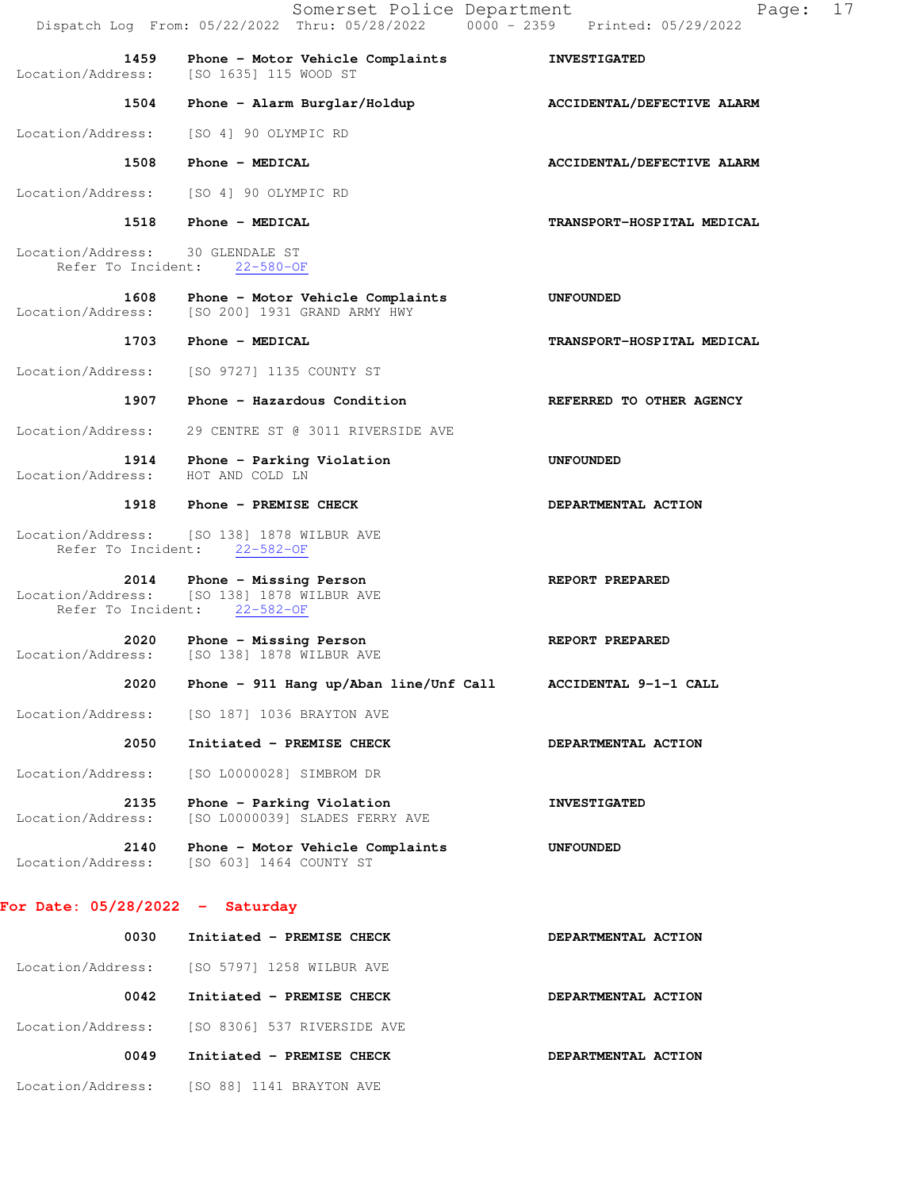1459 Phone - Motor Vehicle Complaints INVESTIGATED
Location/Address: [SO 1635] 115 WOOD ST

1504 Phone - Alarm Burglar/Holdup ACCIDENTAL/DEFECTIVE ALARM
Location/Address: [SO 4] 90 OLYMPIC RD

1508 Phone - MEDICAL ACCIDENTAL/DEFECTIVE ALARM
Location/Address: [SO 4] 90 OLYMPIC RD

1518 Phone - MEDICAL TRANSPORT-HOSPITAL MEDICAL
Location/Address: 30 GLENDALE ST
Refer To Incident: 22-580-OF

1608 Phone - Motor Vehicle Complaints UNFOUNDED
Location/Address: [SO 200] 1931 GRAND ARMY HWY

1703 Phone - MEDICAL TRANSPORT-HOSPITAL MEDICAL
Location/Address: [SO 9727] 1135 COUNTY ST

1907 Phone - Hazardous Condition REFERRED TO OTHER AGENCY
Location/Address: 29 CENTRE ST @ 3011 RIVERSIDE AVE

1914 Phone - Parking Violation UNFOUNDED
Location/Address: HOT AND COLD LN

1918 Phone - PREMISE CHECK DEPARTMENTAL ACTION
Location/Address: [SO 138] 1878 WILBUR AVE
Refer To Incident: 22-582-OF

2014 Phone - Missing Person REPORT PREPARED
Location/Address: [SO 138] 1878 WILBUR AVE
Refer To Incident: 22-582-OF

2020 Phone - Missing Person REPORT PREPARED
Location/Address: [SO 138] 1878 WILBUR AVE

2020 Phone - 911 Hang up/Aban line/Unf Call ACCIDENTAL 9-1-1 CALL
Location/Address: [SO 187] 1036 BRAYTON AVE

2050 Initiated - PREMISE CHECK DEPARTMENTAL ACTION
Location/Address: [SO L0000028] SIMBROM DR

2135 Phone - Parking Violation INVESTIGATED
Location/Address: [SO L0000039] SLADES FERRY AVE

2140 Phone - Motor Vehicle Complaints UNFOUNDED
Location/Address: [SO 603] 1464 COUNTY ST

## For Date: 05/28/2022 - Saturday

0030 Initiated - PREMISE CHECK DEPARTMENTAL ACTION
Location/Address: [SO 5797] 1258 WILBUR AVE

0042 Initiated - PREMISE CHECK DEPARTMENTAL ACTION
Location/Address: [SO 8306] 537 RIVERSIDE AVE

0049 Initiated - PREMISE CHECK DEPARTMENTAL ACTION
Location/Address: [SO 88] 1141 BRAYTON AVE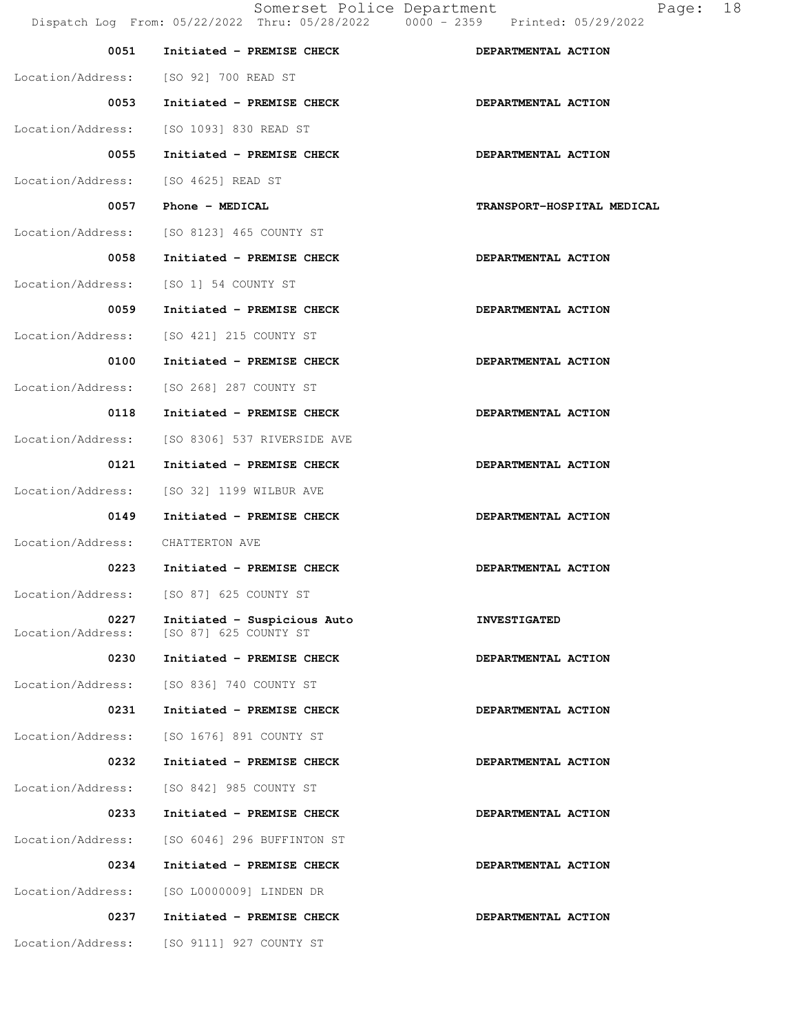| Time | Call | Action |
|---|---|---|
| 0051 | Initiated - PREMISE CHECK | DEPARTMENTAL ACTION |
| Location/Address: | [SO 92] 700 READ ST | |
| 0053 | Initiated - PREMISE CHECK | DEPARTMENTAL ACTION |
| Location/Address: | [SO 1093] 830 READ ST | |
| 0055 | Initiated - PREMISE CHECK | DEPARTMENTAL ACTION |
| Location/Address: | [SO 4625] READ ST | |
| 0057 | Phone - MEDICAL | TRANSPORT-HOSPITAL MEDICAL |
| Location/Address: | [SO 8123] 465 COUNTY ST | |
| 0058 | Initiated - PREMISE CHECK | DEPARTMENTAL ACTION |
| Location/Address: | [SO 1] 54 COUNTY ST | |
| 0059 | Initiated - PREMISE CHECK | DEPARTMENTAL ACTION |
| Location/Address: | [SO 421] 215 COUNTY ST | |
| 0100 | Initiated - PREMISE CHECK | DEPARTMENTAL ACTION |
| Location/Address: | [SO 268] 287 COUNTY ST | |
| 0118 | Initiated - PREMISE CHECK | DEPARTMENTAL ACTION |
| Location/Address: | [SO 8306] 537 RIVERSIDE AVE | |
| 0121 | Initiated - PREMISE CHECK | DEPARTMENTAL ACTION |
| Location/Address: | [SO 32] 1199 WILBUR AVE | |
| 0149 | Initiated - PREMISE CHECK | DEPARTMENTAL ACTION |
| Location/Address: | CHATTERTON AVE | |
| 0223 | Initiated - PREMISE CHECK | DEPARTMENTAL ACTION |
| Location/Address: | [SO 87] 625 COUNTY ST | |
| 0227 | Initiated - Suspicious Auto | INVESTIGATED |
| Location/Address: | [SO 87] 625 COUNTY ST | |
| 0230 | Initiated - PREMISE CHECK | DEPARTMENTAL ACTION |
| Location/Address: | [SO 836] 740 COUNTY ST | |
| 0231 | Initiated - PREMISE CHECK | DEPARTMENTAL ACTION |
| Location/Address: | [SO 1676] 891 COUNTY ST | |
| 0232 | Initiated - PREMISE CHECK | DEPARTMENTAL ACTION |
| Location/Address: | [SO 842] 985 COUNTY ST | |
| 0233 | Initiated - PREMISE CHECK | DEPARTMENTAL ACTION |
| Location/Address: | [SO 6046] 296 BUFFINTON ST | |
| 0234 | Initiated - PREMISE CHECK | DEPARTMENTAL ACTION |
| Location/Address: | [SO L0000009] LINDEN DR | |
| 0237 | Initiated - PREMISE CHECK | DEPARTMENTAL ACTION |
| Location/Address: | [SO 9111] 927 COUNTY ST | |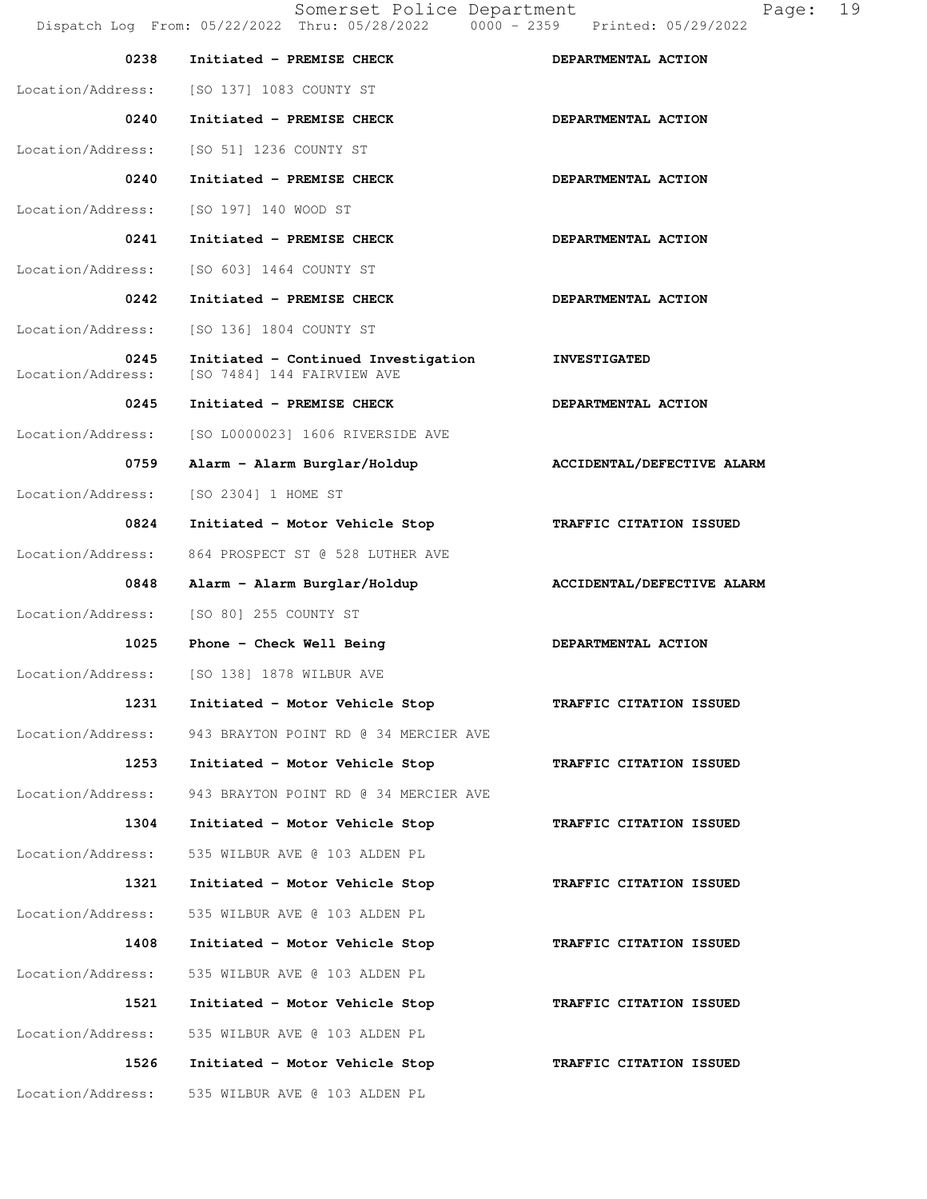| Time | Call | Disposition |
|---|---|---|
| 0238 | Initiated - PREMISE CHECK | DEPARTMENTAL ACTION |
| Location/Address: | [SO 137] 1083 COUNTY ST | |
| 0240 | Initiated - PREMISE CHECK | DEPARTMENTAL ACTION |
| Location/Address: | [SO 51] 1236 COUNTY ST | |
| 0240 | Initiated - PREMISE CHECK | DEPARTMENTAL ACTION |
| Location/Address: | [SO 197] 140 WOOD ST | |
| 0241 | Initiated - PREMISE CHECK | DEPARTMENTAL ACTION |
| Location/Address: | [SO 603] 1464 COUNTY ST | |
| 0242 | Initiated - PREMISE CHECK | DEPARTMENTAL ACTION |
| Location/Address: | [SO 136] 1804 COUNTY ST | |
| 0245 | Initiated - Continued Investigation | INVESTIGATED |
| Location/Address: | [SO 7484] 144 FAIRVIEW AVE | |
| 0245 | Initiated - PREMISE CHECK | DEPARTMENTAL ACTION |
| Location/Address: | [SO L0000023] 1606 RIVERSIDE AVE | |
| 0759 | Alarm - Alarm Burglar/Holdup | ACCIDENTAL/DEFECTIVE ALARM |
| Location/Address: | [SO 2304] 1 HOME ST | |
| 0824 | Initiated - Motor Vehicle Stop | TRAFFIC CITATION ISSUED |
| Location/Address: | 864 PROSPECT ST @ 528 LUTHER AVE | |
| 0848 | Alarm - Alarm Burglar/Holdup | ACCIDENTAL/DEFECTIVE ALARM |
| Location/Address: | [SO 80] 255 COUNTY ST | |
| 1025 | Phone - Check Well Being | DEPARTMENTAL ACTION |
| Location/Address: | [SO 138] 1878 WILBUR AVE | |
| 1231 | Initiated - Motor Vehicle Stop | TRAFFIC CITATION ISSUED |
| Location/Address: | 943 BRAYTON POINT RD @ 34 MERCIER AVE | |
| 1253 | Initiated - Motor Vehicle Stop | TRAFFIC CITATION ISSUED |
| Location/Address: | 943 BRAYTON POINT RD @ 34 MERCIER AVE | |
| 1304 | Initiated - Motor Vehicle Stop | TRAFFIC CITATION ISSUED |
| Location/Address: | 535 WILBUR AVE @ 103 ALDEN PL | |
| 1321 | Initiated - Motor Vehicle Stop | TRAFFIC CITATION ISSUED |
| Location/Address: | 535 WILBUR AVE @ 103 ALDEN PL | |
| 1408 | Initiated - Motor Vehicle Stop | TRAFFIC CITATION ISSUED |
| Location/Address: | 535 WILBUR AVE @ 103 ALDEN PL | |
| 1521 | Initiated - Motor Vehicle Stop | TRAFFIC CITATION ISSUED |
| Location/Address: | 535 WILBUR AVE @ 103 ALDEN PL | |
| 1526 | Initiated - Motor Vehicle Stop | TRAFFIC CITATION ISSUED |
| Location/Address: | 535 WILBUR AVE @ 103 ALDEN PL | |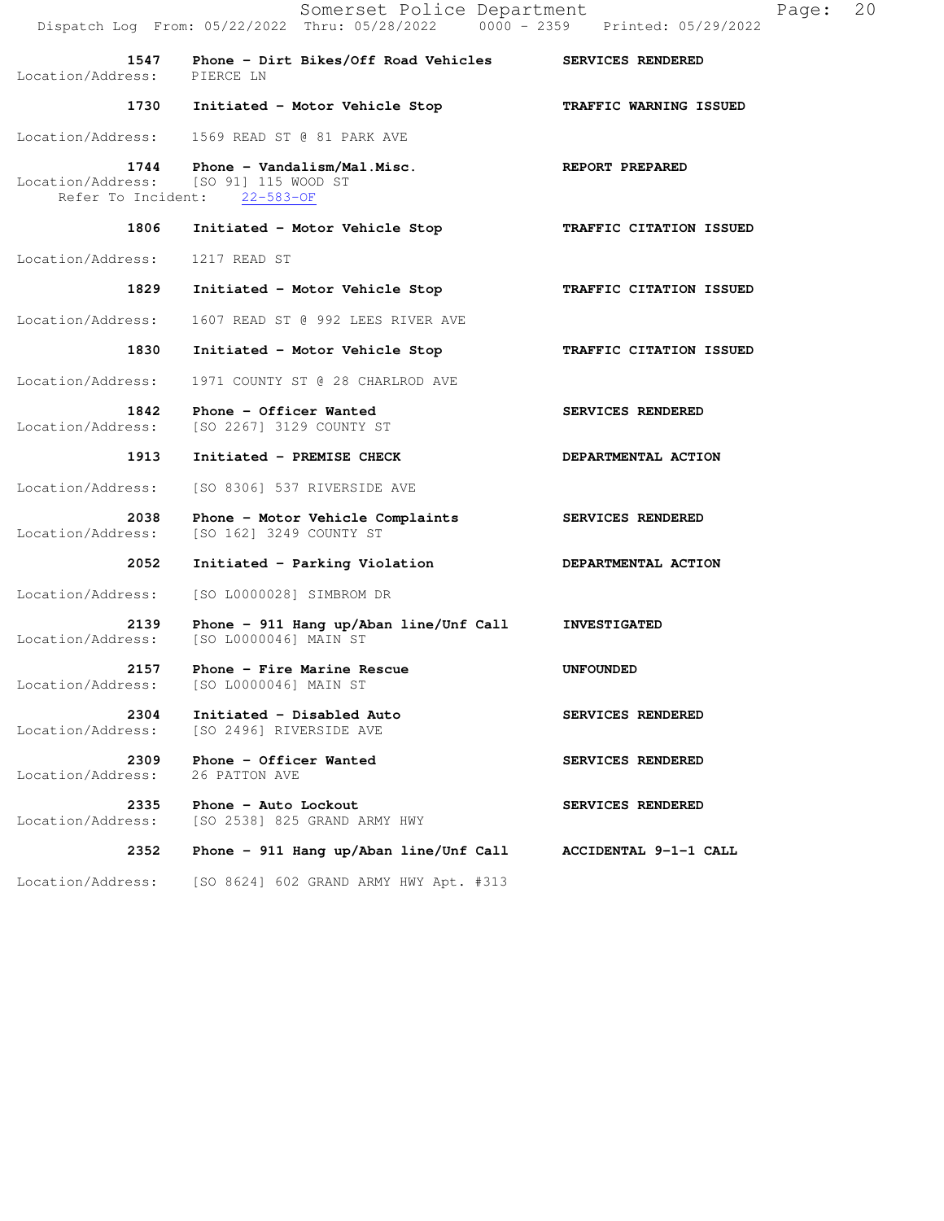Somerset Police Department

Dispatch Log From: 05/22/2022 Thru: 05/28/2022 0000 - 2359 Printed: 05/29/2022

**1547 Phone - Dirt Bikes/Off Road Vehicles** — **SERVICES RENDERED**
Location/Address: PIERCE LN

**1730 Initiated - Motor Vehicle Stop** — **TRAFFIC WARNING ISSUED**
Location/Address: 1569 READ ST @ 81 PARK AVE

**1744 Phone - Vandalism/Mal.Misc.** — **REPORT PREPARED**
Location/Address: [SO 91] 115 WOOD ST
Refer To Incident: 22-583-OF

**1806 Initiated - Motor Vehicle Stop** — **TRAFFIC CITATION ISSUED**
Location/Address: 1217 READ ST

**1829 Initiated - Motor Vehicle Stop** — **TRAFFIC CITATION ISSUED**
Location/Address: 1607 READ ST @ 992 LEES RIVER AVE

**1830 Initiated - Motor Vehicle Stop** — **TRAFFIC CITATION ISSUED**
Location/Address: 1971 COUNTY ST @ 28 CHARLROD AVE

**1842 Phone - Officer Wanted** — **SERVICES RENDERED**
Location/Address: [SO 2267] 3129 COUNTY ST

**1913 Initiated - PREMISE CHECK** — **DEPARTMENTAL ACTION**
Location/Address: [SO 8306] 537 RIVERSIDE AVE

**2038 Phone - Motor Vehicle Complaints** — **SERVICES RENDERED**
Location/Address: [SO 162] 3249 COUNTY ST

**2052 Initiated - Parking Violation** — **DEPARTMENTAL ACTION**
Location/Address: [SO L0000028] SIMBROM DR

**2139 Phone - 911 Hang up/Aban line/Unf Call** — **INVESTIGATED**
Location/Address: [SO L0000046] MAIN ST

**2157 Phone - Fire Marine Rescue** — **UNFOUNDED**
Location/Address: [SO L0000046] MAIN ST

**2304 Initiated - Disabled Auto** — **SERVICES RENDERED**
Location/Address: [SO 2496] RIVERSIDE AVE

**2309 Phone - Officer Wanted** — **SERVICES RENDERED**
Location/Address: 26 PATTON AVE

**2335 Phone - Auto Lockout** — **SERVICES RENDERED**
Location/Address: [SO 2538] 825 GRAND ARMY HWY

**2352 Phone - 911 Hang up/Aban line/Unf Call** — **ACCIDENTAL 9-1-1 CALL**
Location/Address: [SO 8624] 602 GRAND ARMY HWY Apt. #313